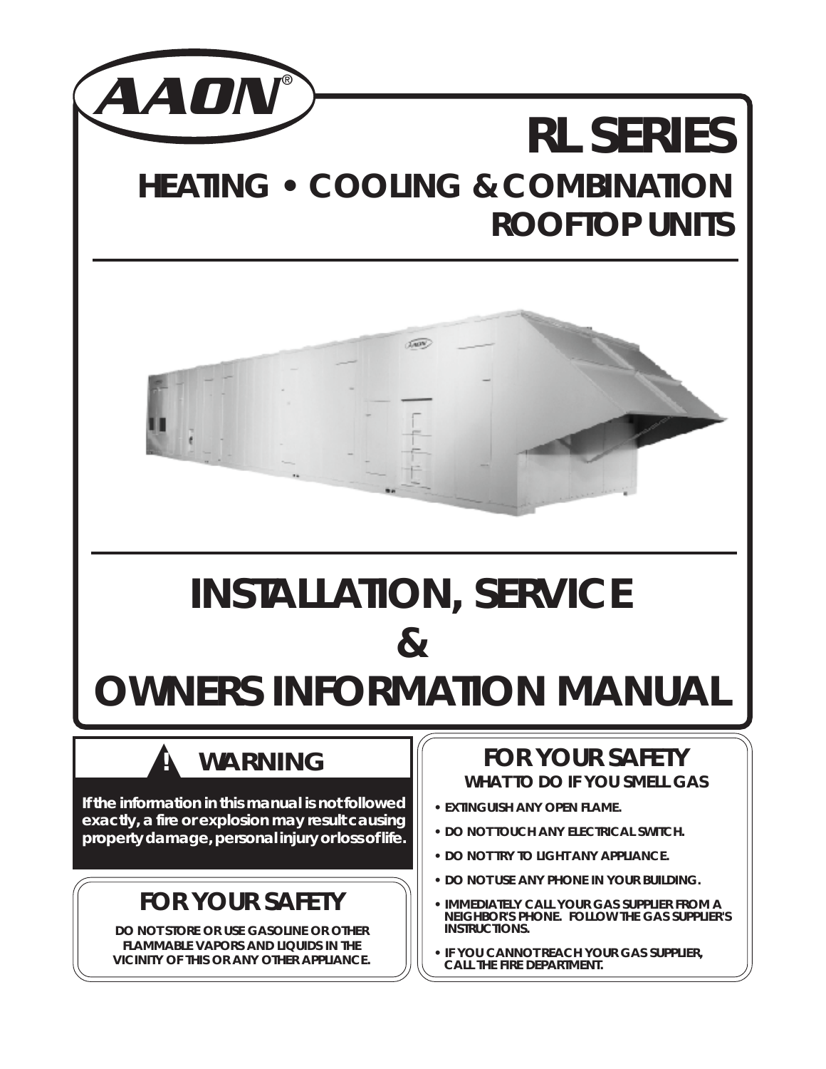AAON®

# RL SERIES

## HEATING • COOLING & COMBINATION ROOFTOP UNITS

# INSTALLATION, SERVICE & OWNERS INFORMATION MANUAL

### ! WARNING

**If the information in this manual is not followed exactly, a fire or explosion may result causing property damage, personal injury or loss of life.**

### FOR YOUR SAFETY

**DO NOT STORE OR USE GASOLINE OR OTHER FLAMMABLE VAPORS AND LIQUIDS IN THE VICINITY OF THIS OR ANY OTHER APPLIANCE.**

### FOR YOUR SAFETY

**WHAT TO DO IF YOU SMELL GAS**

- **EXTINGUISH ANY OPEN FLAME.**
- **DO NOT TOUCH ANY ELECTRICAL SWITCH.**
- **DO NOT TRY TO LIGHT ANY APPLIANCE.**
- **DO NOT USE ANY PHONE IN YOUR BUILDING.**
- **IMMEDIATELY CALL YOUR GAS SUPPLIER FROM A NEIGHBOR'S PHONE. FOLLOW THE GAS SUPPLIER'S INSTRUCTIONS.**
- **IF YOU CANNOT REACH YOUR GAS SUPPLIER, CALL THE FIRE DEPARTMENT.**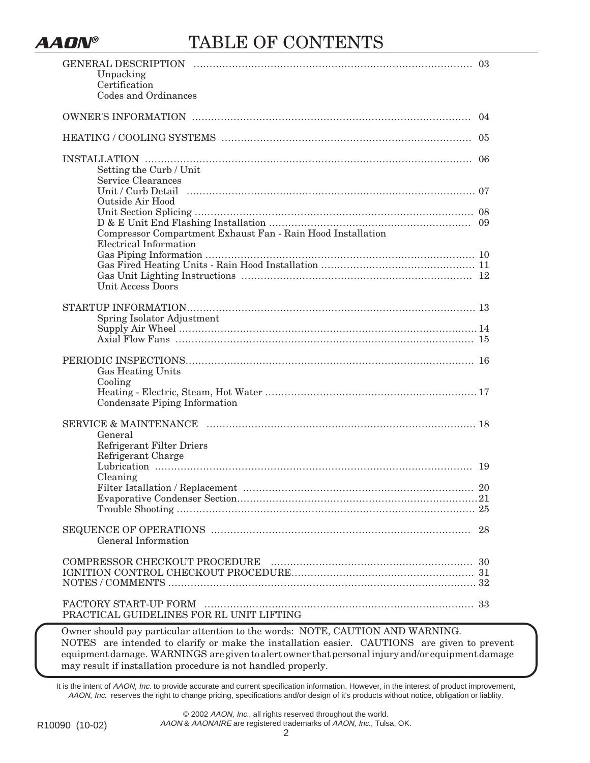# TABLE OF CONTENTS

GENERAL DESCRIPTION ........................................................................................ 03
- Unpacking
- Certification
- Codes and Ordinances

OWNER'S INFORMATION ........................................................................................ 04

HEATING / COOLING SYSTEMS ........................................................................................ 05

INSTALLATION ........................................................................................ 06
- Setting the Curb / Unit
- Service Clearances
- Unit / Curb Detail ........................................................................................ 07
- Outside Air Hood
- Unit Section Splicing ........................................................................................ 08
- D & E Unit End Flashing Installation ........................................................................................ 09
- Compressor Compartment Exhaust Fan - Rain Hood Installation
- Electrical Information
- Gas Piping Information ........................................................................................ 10
- Gas Fired Heating Units - Rain Hood Installation ........................................................................................ 11
- Gas Unit Lighting Instructions ........................................................................................ 12
- Unit Access Doors

STARTUP INFORMATION........................................................................................ 13
- Spring Isolator Adjustment
- Supply Air Wheel ........................................................................................ 14
- Axial Flow Fans ........................................................................................ 15

PERIODIC INSPECTIONS........................................................................................ 16
- Gas Heating Units
- Cooling
- Heating - Electric, Steam, Hot Water ........................................................................................ 17
- Condensate Piping Information

SERVICE & MAINTENANCE ........................................................................................ 18
- General
- Refrigerant Filter Driers
- Refrigerant Charge
- Lubrication ........................................................................................ 19
- Cleaning
- Filter Istallation / Replacement ........................................................................................ 20
- Evaporative Condenser Section........................................................................................ 21
- Trouble Shooting ........................................................................................ 25

SEQUENCE OF OPERATIONS ........................................................................................ 28
- General Information

COMPRESSOR CHECKOUT PROCEDURE ........................................................................................ 30
IGNITION CONTROL CHECKOUT PROCEDURE........................................................................................ 31
NOTES / COMMENTS ........................................................................................ 32

FACTORY START-UP FORM ........................................................................................ 33
PRACTICAL GUIDELINES FOR RL UNIT LIFTING

Owner should pay particular attention to the words: NOTE, CAUTION AND WARNING. NOTES are intended to clarify or make the installation easier. CAUTIONS are given to prevent equipment damage. WARNINGS are given to alert owner that personal injury and/or equipment damage may result if installation procedure is not handled properly.

It is the intent of *AAON, Inc.* to provide accurate and current specification information. However, in the interest of product improvement, *AAON, Inc.* reserves the right to change pricing, specifications and/or design of it's products without notice, obligation or liablity.

© 2002 *AAON, Inc.*, all rights reserved throughout the world.
*AAON* & *AAONAIRE* are registered trademarks of *AAON, Inc.*, Tulsa, OK.

R10090 (10-02)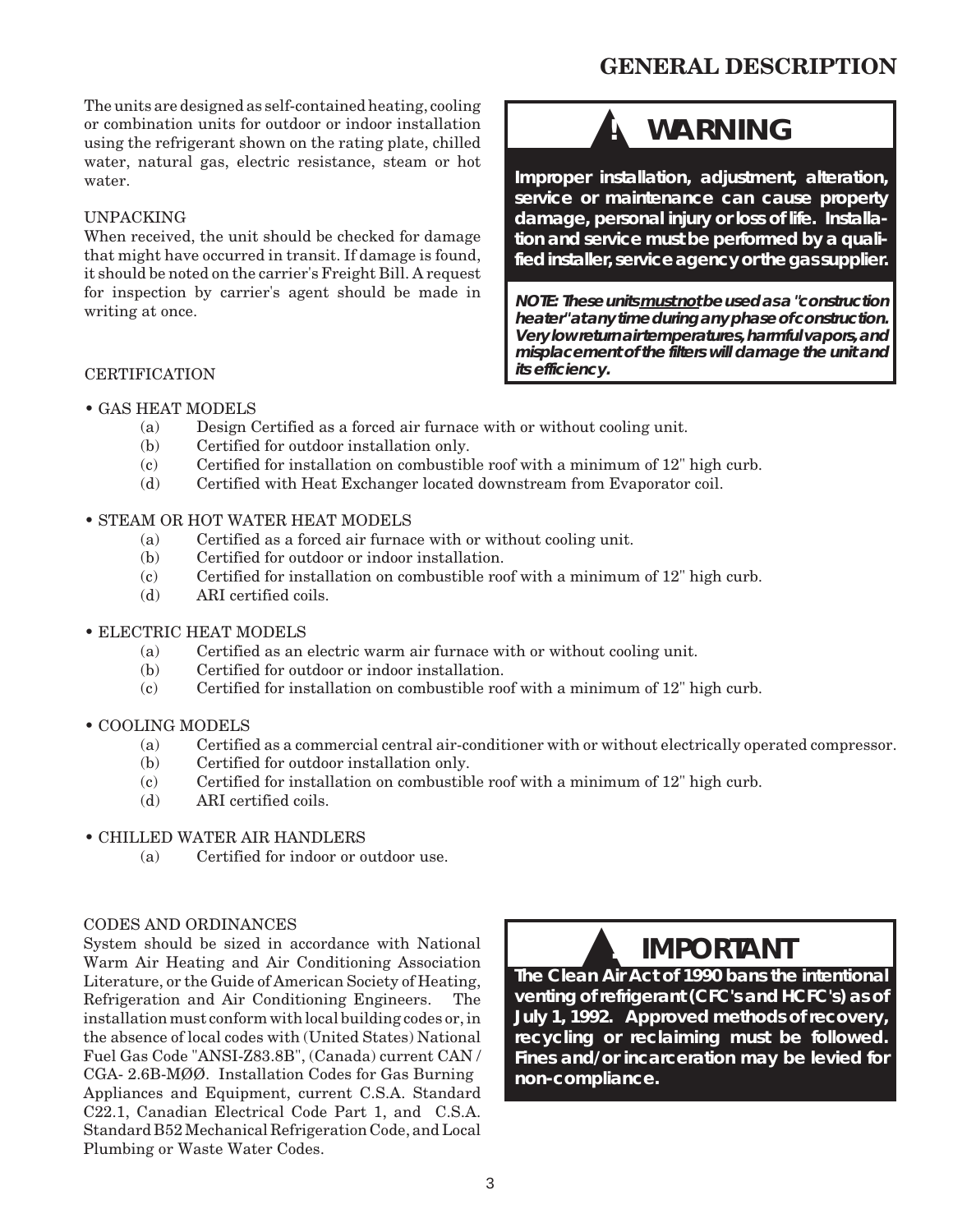# GENERAL DESCRIPTION

The units are designed as self-contained heating, cooling or combination units for outdoor or indoor installation using the refrigerant shown on the rating plate, chilled water, natural gas, electric resistance, steam or hot water.

## UNPACKING

When received, the unit should be checked for damage that might have occurred in transit. If damage is found, it should be noted on the carrier's Freight Bill. A request for inspection by carrier's agent should be made in writing at once.

> **! WARNING**
>
> **Improper installation, adjustment, alteration, service or maintenance can cause property damage, personal injury or loss of life. Installation and service must be performed by a qualified installer, service agency or the gas supplier.**
>
> ***NOTE: These units <u>must not</u> be used as a "construction heater" at any time during any phase of construction. Very low return air temperatures, harmful vapors, and misplacement of the filters will damage the unit and its efficiency.***

## CERTIFICATION

- GAS HEAT MODELS
  - (a) Design Certified as a forced air furnace with or without cooling unit.
  - (b) Certified for outdoor installation only.
  - (c) Certified for installation on combustible roof with a minimum of 12" high curb.
  - (d) Certified with Heat Exchanger located downstream from Evaporator coil.
- STEAM OR HOT WATER HEAT MODELS
  - (a) Certified as a forced air furnace with or without cooling unit.
  - (b) Certified for outdoor or indoor installation.
  - (c) Certified for installation on combustible roof with a minimum of 12" high curb.
  - (d) ARI certified coils.
- ELECTRIC HEAT MODELS
  - (a) Certified as an electric warm air furnace with or without cooling unit.
  - (b) Certified for outdoor or indoor installation.
  - (c) Certified for installation on combustible roof with a minimum of 12" high curb.
- COOLING MODELS
  - (a) Certified as a commercial central air-conditioner with or without electrically operated compressor.
  - (b) Certified for outdoor installation only.
  - (c) Certified for installation on combustible roof with a minimum of 12" high curb.
  - (d) ARI certified coils.
- CHILLED WATER AIR HANDLERS
  - (a) Certified for indoor or outdoor use.

## CODES AND ORDINANCES

System should be sized in accordance with National Warm Air Heating and Air Conditioning Association Literature, or the Guide of American Society of Heating, Refrigeration and Air Conditioning Engineers. The installation must conform with local building codes or, in the absence of local codes with (United States) National Fuel Gas Code "ANSI-Z83.8B", (Canada) current CAN / CGA- 2.6B-MØØ. Installation Codes for Gas Burning Appliances and Equipment, current C.S.A. Standard C22.1, Canadian Electrical Code Part 1, and C.S.A. Standard B52 Mechanical Refrigeration Code, and Local Plumbing or Waste Water Codes.

> **! IMPORTANT**
>
> **The Clean Air Act of 1990 bans the intentional venting of refrigerant (CFC's and HCFC's) as of July 1, 1992. Approved methods of recovery, recycling or reclaiming must be followed. Fines and/or incarceration may be levied for non-compliance.**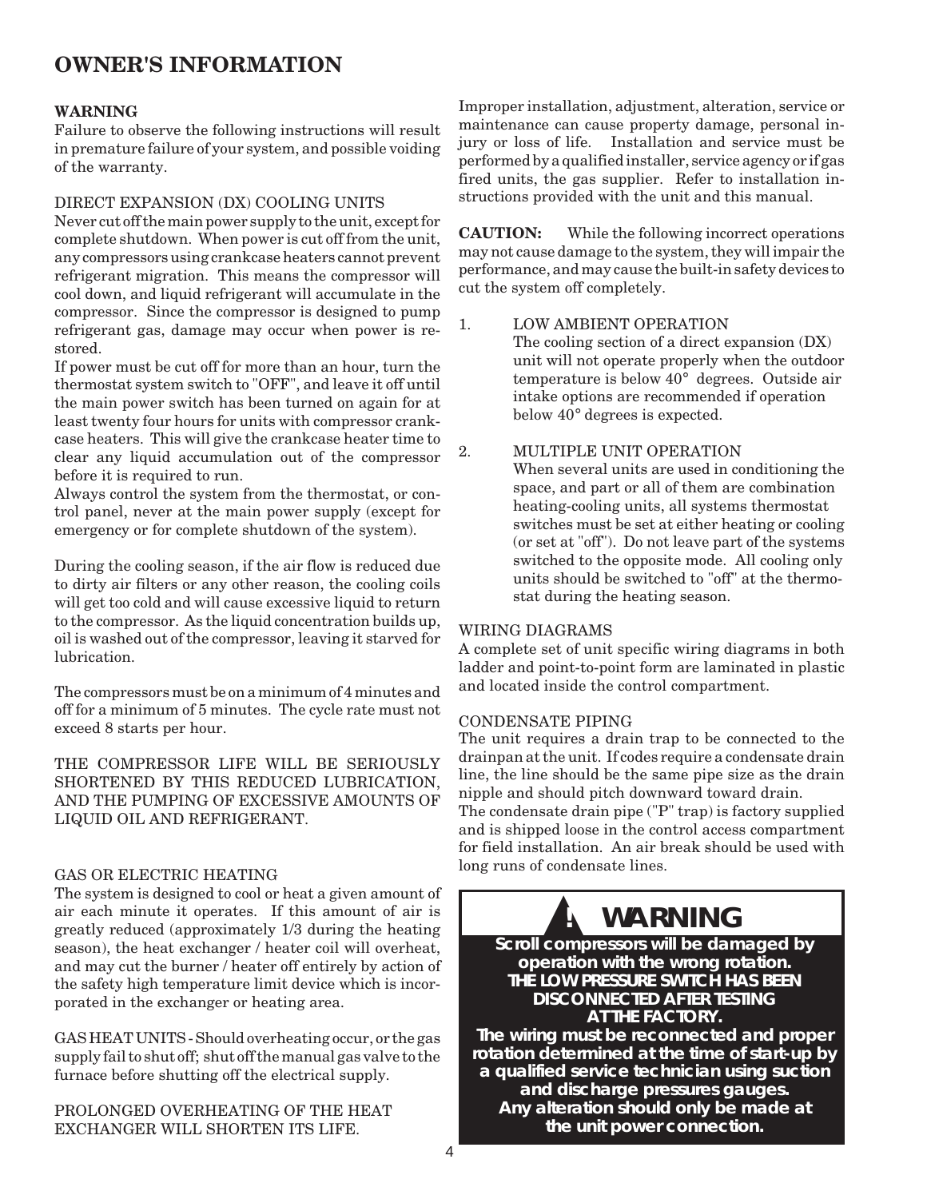# OWNER'S INFORMATION

**WARNING**
Failure to observe the following instructions will result in premature failure of your system, and possible voiding of the warranty.

DIRECT EXPANSION (DX) COOLING UNITS
Never cut off the main power supply to the unit, except for complete shutdown. When power is cut off from the unit, any compressors using crankcase heaters cannot prevent refrigerant migration. This means the compressor will cool down, and liquid refrigerant will accumulate in the compressor. Since the compressor is designed to pump refrigerant gas, damage may occur when power is restored.
If power must be cut off for more than an hour, turn the thermostat system switch to "OFF", and leave it off until the main power switch has been turned on again for at least twenty four hours for units with compressor crankcase heaters. This will give the crankcase heater time to clear any liquid accumulation out of the compressor before it is required to run.
Always control the system from the thermostat, or control panel, never at the main power supply (except for emergency or for complete shutdown of the system).

During the cooling season, if the air flow is reduced due to dirty air filters or any other reason, the cooling coils will get too cold and will cause excessive liquid to return to the compressor. As the liquid concentration builds up, oil is washed out of the compressor, leaving it starved for lubrication.

The compressors must be on a minimum of 4 minutes and off for a minimum of 5 minutes. The cycle rate must not exceed 8 starts per hour.

THE COMPRESSOR LIFE WILL BE SERIOUSLY SHORTENED BY THIS REDUCED LUBRICATION, AND THE PUMPING OF EXCESSIVE AMOUNTS OF LIQUID OIL AND REFRIGERANT.

GAS OR ELECTRIC HEATING
The system is designed to cool or heat a given amount of air each minute it operates. If this amount of air is greatly reduced (approximately 1/3 during the heating season), the heat exchanger / heater coil will overheat, and may cut the burner / heater off entirely by action of the safety high temperature limit device which is incorporated in the exchanger or heating area.

GAS HEAT UNITS - Should overheating occur, or the gas supply fail to shut off; shut off the manual gas valve to the furnace before shutting off the electrical supply.

PROLONGED OVERHEATING OF THE HEAT EXCHANGER WILL SHORTEN ITS LIFE.

Improper installation, adjustment, alteration, service or maintenance can cause property damage, personal injury or loss of life. Installation and service must be performed by a qualified installer, service agency or if gas fired units, the gas supplier. Refer to installation instructions provided with the unit and this manual.

**CAUTION:** While the following incorrect operations may not cause damage to the system, they will impair the performance, and may cause the built-in safety devices to cut the system off completely.

1. LOW AMBIENT OPERATION
   The cooling section of a direct expansion (DX) unit will not operate properly when the outdoor temperature is below 40° degrees. Outside air intake options are recommended if operation below 40° degrees is expected.

2. MULTIPLE UNIT OPERATION
   When several units are used in conditioning the space, and part or all of them are combination heating-cooling units, all systems thermostat switches must be set at either heating or cooling (or set at "off"). Do not leave part of the systems switched to the opposite mode. All cooling only units should be switched to "off" at the thermostat during the heating season.

WIRING DIAGRAMS
A complete set of unit specific wiring diagrams in both ladder and point-to-point form are laminated in plastic and located inside the control compartment.

CONDENSATE PIPING
The unit requires a drain trap to be connected to the drainpan at the unit. If codes require a condensate drain line, the line should be the same pipe size as the drain nipple and should pitch downward toward drain.
The condensate drain pipe ("P" trap) is factory supplied and is shipped loose in the control access compartment for field installation. An air break should be used with long runs of condensate lines.

## ! WARNING

**Scroll compressors will be damaged by operation with the wrong rotation.**
**THE LOW PRESSURE SWITCH HAS BEEN DISCONNECTED AFTER TESTING AT THE FACTORY.**
**The wiring must be reconnected and proper rotation determined at the time of start-up by a qualified service technician using suction and discharge pressures gauges.**
**Any alteration should only be made at the unit power connection.**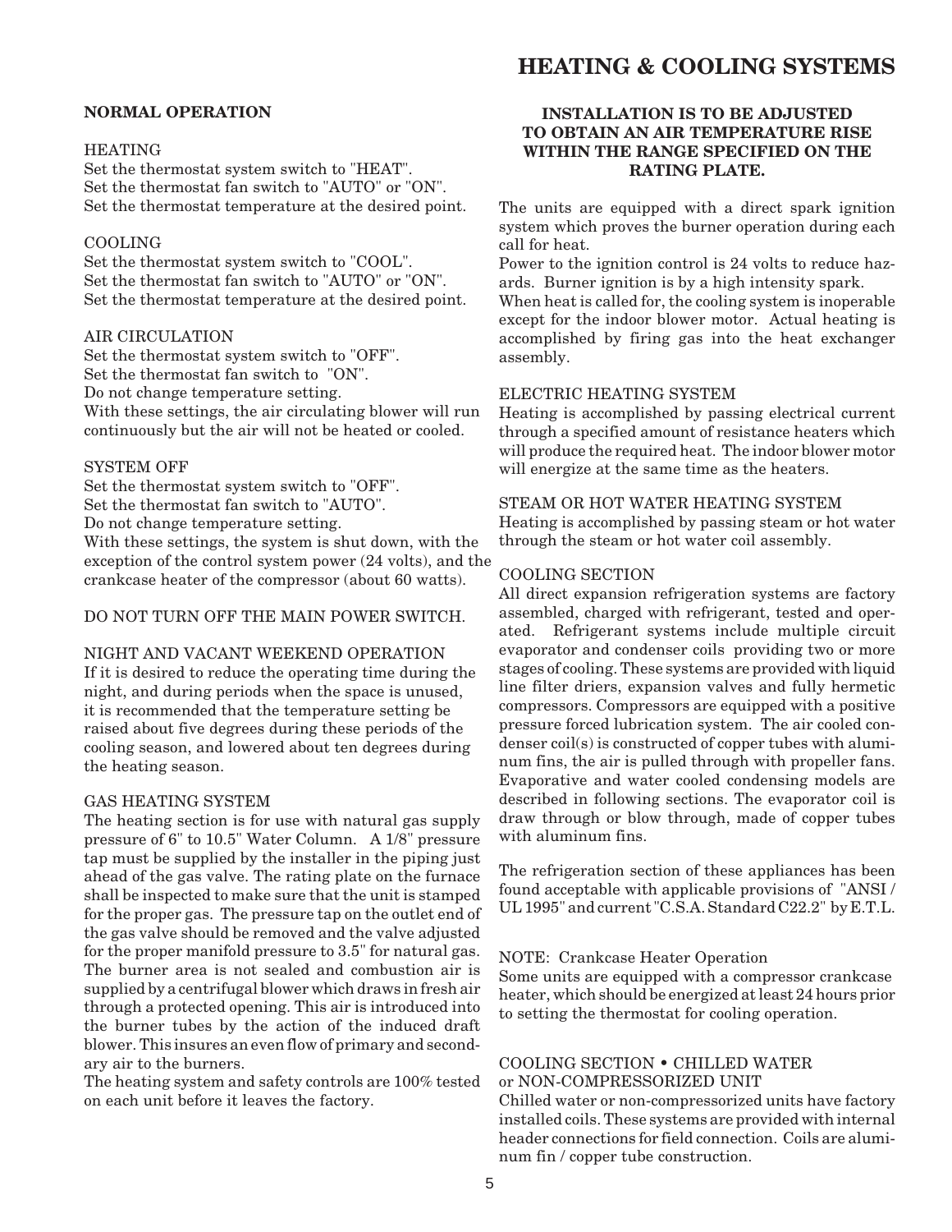# HEATING & COOLING SYSTEMS

**NORMAL OPERATION**

HEATING
Set the thermostat system switch to "HEAT".
Set the thermostat fan switch to "AUTO" or "ON".
Set the thermostat temperature at the desired point.

COOLING
Set the thermostat system switch to "COOL".
Set the thermostat fan switch to "AUTO" or "ON".
Set the thermostat temperature at the desired point.

AIR CIRCULATION
Set the thermostat system switch to "OFF".
Set the thermostat fan switch to "ON".
Do not change temperature setting.
With these settings, the air circulating blower will run continuously but the air will not be heated or cooled.

SYSTEM OFF
Set the thermostat system switch to "OFF".
Set the thermostat fan switch to "AUTO".
Do not change temperature setting.
With these settings, the system is shut down, with the exception of the control system power (24 volts), and the crankcase heater of the compressor (about 60 watts).

DO NOT TURN OFF THE MAIN POWER SWITCH.

NIGHT AND VACANT WEEKEND OPERATION
If it is desired to reduce the operating time during the night, and during periods when the space is unused, it is recommended that the temperature setting be raised about five degrees during these periods of the cooling season, and lowered about ten degrees during the heating season.

GAS HEATING SYSTEM
The heating section is for use with natural gas supply pressure of 6" to 10.5" Water Column. A 1/8" pressure tap must be supplied by the installer in the piping just ahead of the gas valve. The rating plate on the furnace shall be inspected to make sure that the unit is stamped for the proper gas. The pressure tap on the outlet end of the gas valve should be removed and the valve adjusted for the proper manifold pressure to 3.5" for natural gas. The burner area is not sealed and combustion air is supplied by a centrifugal blower which draws in fresh air through a protected opening. This air is introduced into the burner tubes by the action of the induced draft blower. This insures an even flow of primary and secondary air to the burners.
The heating system and safety controls are 100% tested on each unit before it leaves the factory.

**INSTALLATION IS TO BE ADJUSTED TO OBTAIN AN AIR TEMPERATURE RISE WITHIN THE RANGE SPECIFIED ON THE RATING PLATE.**

The units are equipped with a direct spark ignition system which proves the burner operation during each call for heat.
Power to the ignition control is 24 volts to reduce hazards. Burner ignition is by a high intensity spark.
When heat is called for, the cooling system is inoperable except for the indoor blower motor. Actual heating is accomplished by firing gas into the heat exchanger assembly.

ELECTRIC HEATING SYSTEM
Heating is accomplished by passing electrical current through a specified amount of resistance heaters which will produce the required heat. The indoor blower motor will energize at the same time as the heaters.

STEAM OR HOT WATER HEATING SYSTEM
Heating is accomplished by passing steam or hot water through the steam or hot water coil assembly.

COOLING SECTION
All direct expansion refrigeration systems are factory assembled, charged with refrigerant, tested and operated. Refrigerant systems include multiple circuit evaporator and condenser coils providing two or more stages of cooling. These systems are provided with liquid line filter driers, expansion valves and fully hermetic compressors. Compressors are equipped with a positive pressure forced lubrication system. The air cooled condenser coil(s) is constructed of copper tubes with aluminum fins, the air is pulled through with propeller fans. Evaporative and water cooled condensing models are described in following sections. The evaporator coil is draw through or blow through, made of copper tubes with aluminum fins.

The refrigeration section of these appliances has been found acceptable with applicable provisions of "ANSI / UL 1995" and current "C.S.A. Standard C22.2" by E.T.L.

NOTE: Crankcase Heater Operation
Some units are equipped with a compressor crankcase heater, which should be energized at least 24 hours prior to setting the thermostat for cooling operation.

COOLING SECTION • CHILLED WATER or NON-COMPRESSORIZED UNIT
Chilled water or non-compressorized units have factory installed coils. These systems are provided with internal header connections for field connection. Coils are aluminum fin / copper tube construction.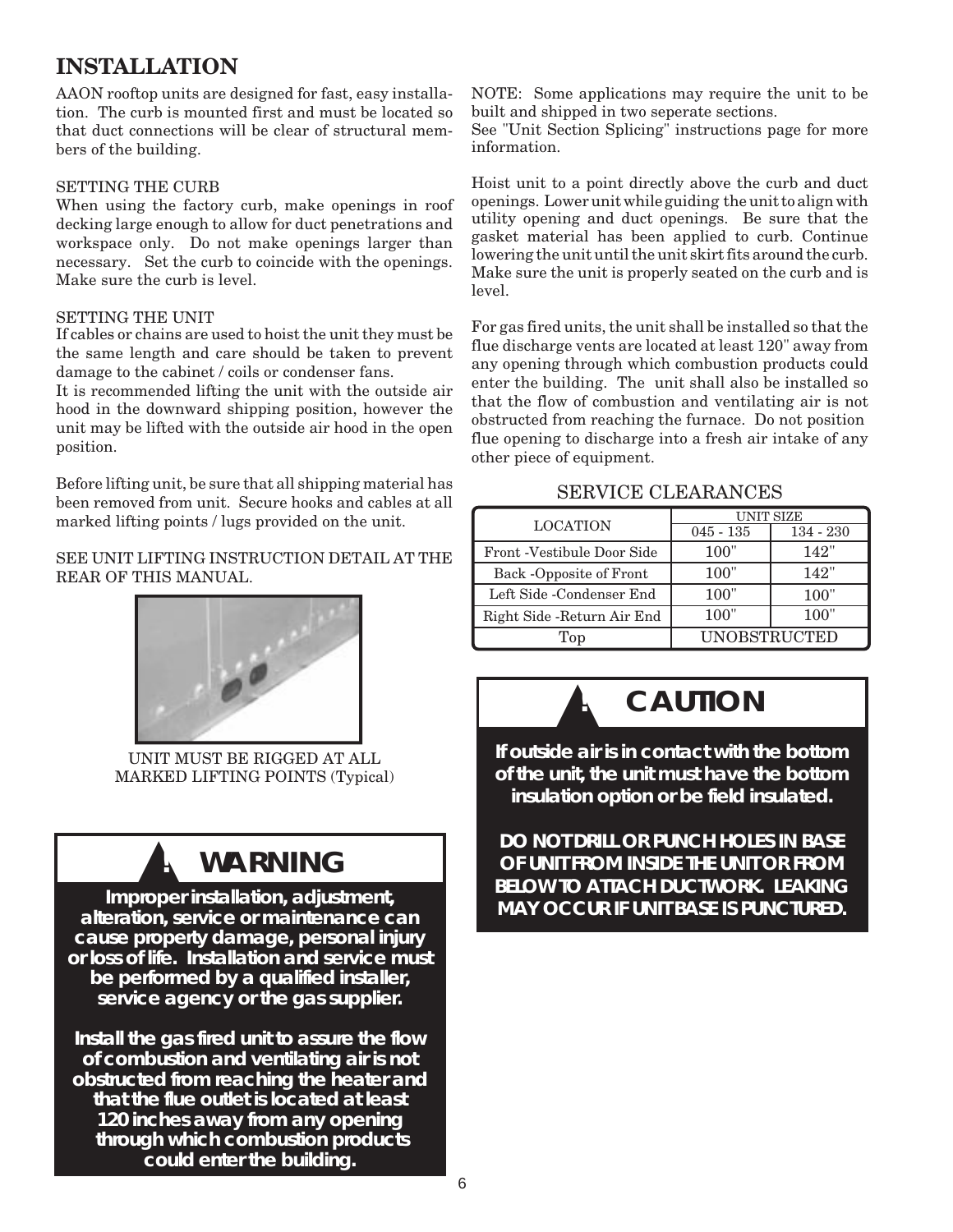# INSTALLATION

AAON rooftop units are designed for fast, easy installation. The curb is mounted first and must be located so that duct connections will be clear of structural members of the building.

SETTING THE CURB

When using the factory curb, make openings in roof decking large enough to allow for duct penetrations and workspace only. Do not make openings larger than necessary. Set the curb to coincide with the openings. Make sure the curb is level.

SETTING THE UNIT

If cables or chains are used to hoist the unit they must be the same length and care should be taken to prevent damage to the cabinet / coils or condenser fans.

It is recommended lifting the unit with the outside air hood in the downward shipping position, however the unit may be lifted with the outside air hood in the open position.

Before lifting unit, be sure that all shipping material has been removed from unit. Secure hooks and cables at all marked lifting points / lugs provided on the unit.

SEE UNIT LIFTING INSTRUCTION DETAIL AT THE REAR OF THIS MANUAL.

UNIT MUST BE RIGGED AT ALL MARKED LIFTING POINTS (Typical)

**! WARNING**

**Improper installation, adjustment, alteration, service or maintenance can cause property damage, personal injury or loss of life. Installation and service must be performed by a qualified installer, service agency or the gas supplier.**

**Install the gas fired unit to assure the flow of combustion and ventilating air is not obstructed from reaching the heater and that the flue outlet is located at least 120 inches away from any opening through which combustion products could enter the building.**

NOTE: Some applications may require the unit to be built and shipped in two seperate sections.
See "Unit Section Splicing" instructions page for more information.

Hoist unit to a point directly above the curb and duct openings. Lower unit while guiding the unit to align with utility opening and duct openings. Be sure that the gasket material has been applied to curb. Continue lowering the unit until the unit skirt fits around the curb. Make sure the unit is properly seated on the curb and is level.

For gas fired units, the unit shall be installed so that the flue discharge vents are located at least 120" away from any opening through which combustion products could enter the building. The unit shall also be installed so that the flow of combustion and ventilating air is not obstructed from reaching the furnace. Do not position flue opening to discharge into a fresh air intake of any other piece of equipment.

SERVICE CLEARANCES

| LOCATION | UNIT SIZE | |
|---|---|---|
| | 045 - 135 | 134 - 230 |
| Front -Vestibule Door Side | 100" | 142" |
| Back -Opposite of Front | 100" | 142" |
| Left Side -Condenser End | 100" | 100" |
| Right Side -Return Air End | 100" | 100" |
| Top | UNOBSTRUCTED | |

**! CAUTION**

**If outside air is in contact with the bottom of the unit, the unit must have the bottom insulation option or be field insulated.**

**DO NOT DRILL OR PUNCH HOLES IN BASE OF UNIT FROM INSIDE THE UNIT OR FROM BELOW TO ATTACH DUCTWORK. LEAKING MAY OCCUR IF UNIT BASE IS PUNCTURED.**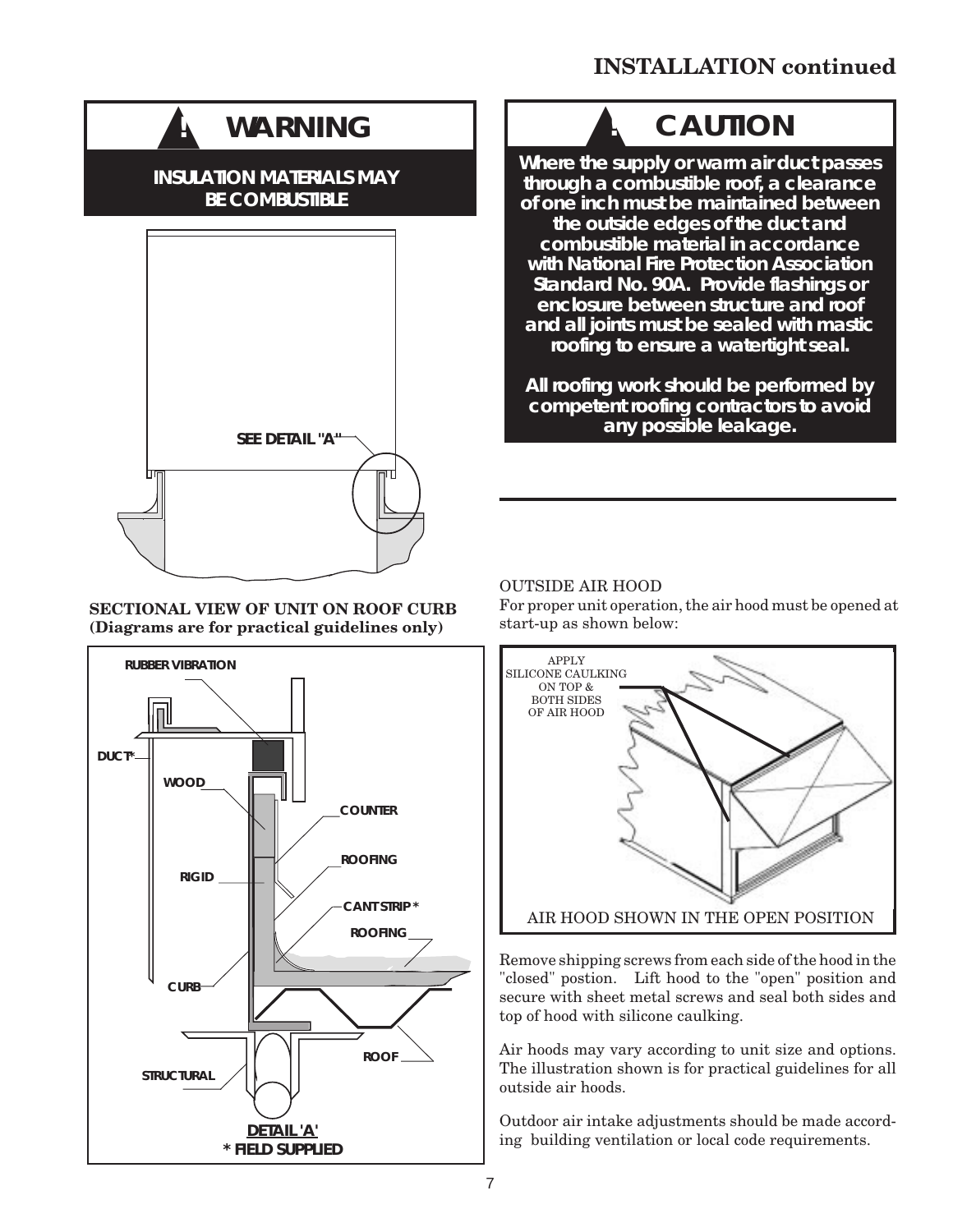## INSTALLATION continued

**! WARNING**

**INSULATION MATERIALS MAY BE COMBUSTIBLE**

SEE DETAIL "A"

**SECTIONAL VIEW OF UNIT ON ROOF CURB**
**(Diagrams are for practical guidelines only)**

RUBBER VIBRATION

DUCT*

WOOD

COUNTER

ROOFING

RIGID

CANT STRIP *

ROOFING

CURB

ROOF

STRUCTURAL

DETAIL 'A'
* FIELD SUPPLIED

**! CAUTION**

**Where the supply or warm air duct passes through a combustible roof, a clearance of one inch must be maintained between the outside edges of the duct and combustible material in accordance with National Fire Protection Association Standard No. 90A. Provide flashings or enclosure between structure and roof and all joints must be sealed with mastic roofing to ensure a watertight seal.**

**All roofing work should be performed by competent roofing contractors to avoid any possible leakage.**

OUTSIDE AIR HOOD

For proper unit operation, the air hood must be opened at start-up as shown below:

APPLY SILICONE CAULKING ON TOP & BOTH SIDES OF AIR HOOD

AIR HOOD SHOWN IN THE OPEN POSITION

Remove shipping screws from each side of the hood in the "closed" postion. Lift hood to the "open" position and secure with sheet metal screws and seal both sides and top of hood with silicone caulking.

Air hoods may vary according to unit size and options. The illustration shown is for practical guidelines for all outside air hoods.

Outdoor air intake adjustments should be made according building ventilation or local code requirements.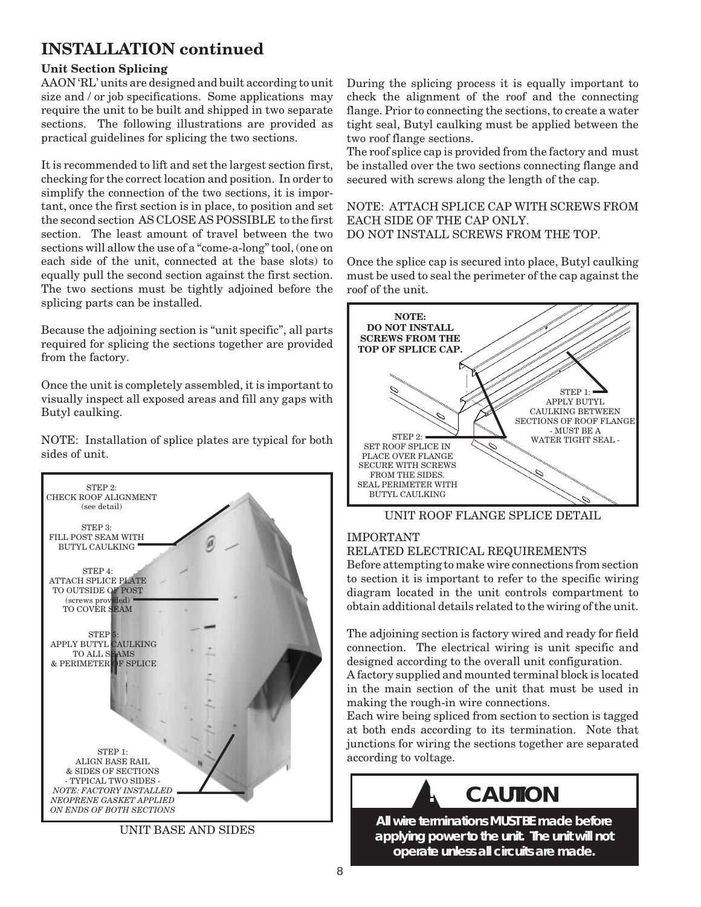## INSTALLATION continued

### Unit Section Splicing

AAON 'RL' units are designed and built according to unit size and / or job specifications. Some applications may require the unit to be built and shipped in two separate sections. The following illustrations are provided as practical guidelines for splicing the two sections.

It is recommended to lift and set the largest section first, checking for the correct location and position. In order to simplify the connection of the two sections, it is important, once the first section is in place, to position and set the second section AS CLOSE AS POSSIBLE to the first section. The least amount of travel between the two sections will allow the use of a "come-a-long" tool, (one on each side of the unit, connected at the base slots) to equally pull the second section against the first section. The two sections must be tightly adjoined before the splicing parts can be installed.

Because the adjoining section is "unit specific", all parts required for splicing the sections together are provided from the factory.

Once the unit is completely assembled, it is important to visually inspect all exposed areas and fill any gaps with Butyl caulking.

NOTE: Installation of splice plates are typical for both sides of unit.

STEP 2:
CHECK ROOF ALIGNMENT
(see detail)

STEP 3:
FILL POST SEAM WITH
BUTYL CAULKING

STEP 4:
ATTACH SPLICE PLATE
TO OUTSIDE OF POST
(screws provided)
TO COVER SEAM

STEP 5:
APPLY BUTYL CAULKING
TO ALL SEAMS
& PERIMETER OF SPLICE

STEP 1:
ALIGN BASE RAIL
& SIDES OF SECTIONS
- TYPICAL TWO SIDES -
*NOTE: FACTORY INSTALLED NEOPRENE GASKET APPLIED ON ENDS OF BOTH SECTIONS*

UNIT BASE AND SIDES

During the splicing process it is equally important to check the alignment of the roof and the connecting flange. Prior to connecting the sections, to create a water tight seal, Butyl caulking must be applied between the two roof flange sections.

The roof splice cap is provided from the factory and must be installed over the two sections connecting flange and secured with screws along the length of the cap.

NOTE: ATTACH SPLICE CAP WITH SCREWS FROM EACH SIDE OF THE CAP ONLY.
DO NOT INSTALL SCREWS FROM THE TOP.

Once the splice cap is secured into place, Butyl caulking must be used to seal the perimeter of the cap against the roof of the unit.

**NOTE:
DO NOT INSTALL SCREWS FROM THE TOP OF SPLICE CAP.**

STEP 1:
APPLY BUTYL CAULKING BETWEEN SECTIONS OF ROOF FLANGE
- MUST BE A WATER TIGHT SEAL -

STEP 2:
SET ROOF SPLICE IN PLACE OVER FLANGE
SECURE WITH SCREWS FROM THE SIDES.
SEAL PERIMETER WITH BUTYL CAULKING

UNIT ROOF FLANGE SPLICE DETAIL

IMPORTANT
RELATED ELECTRICAL REQUIREMENTS

Before attempting to make wire connections from section to section it is important to refer to the specific wiring diagram located in the unit controls compartment to obtain additional details related to the wiring of the unit.

The adjoining section is factory wired and ready for field connection. The electrical wiring is unit specific and designed according to the overall unit configuration.

A factory supplied and mounted terminal block is located in the main section of the unit that must be used in making the rough-in wire connections.

Each wire being spliced from section to section is tagged at both ends according to its termination. Note that junctions for wiring the sections together are separated according to voltage.

**! CAUTION**

**All wire terminations MUST BE made before applying power to the unit. The unit will not operate unless all circuits are made.**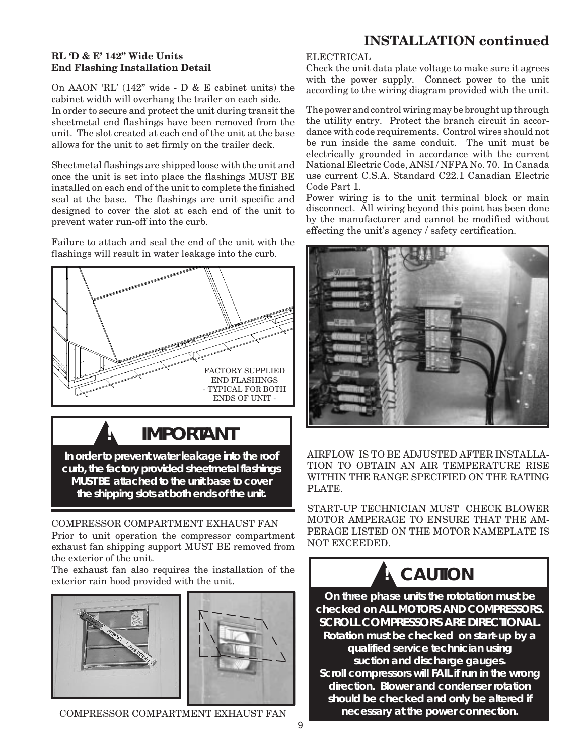## INSTALLATION continued

### RL 'D & E' 142" Wide Units End Flashing Installation Detail

On AAON 'RL' (142" wide - D & E cabinet units) the cabinet width will overhang the trailer on each side. In order to secure and protect the unit during transit the sheetmetal end flashings have been removed from the unit. The slot created at each end of the unit at the base allows for the unit to set firmly on the trailer deck.

Sheetmetal flashings are shipped loose with the unit and once the unit is set into place the flashings MUST BE installed on each end of the unit to complete the finished seal at the base. The flashings are unit specific and designed to cover the slot at each end of the unit to prevent water run-off into the curb.

Failure to attach and seal the end of the unit with the flashings will result in water leakage into the curb.

FACTORY SUPPLIED END FLASHINGS - TYPICAL FOR BOTH ENDS OF UNIT -

**! IMPORTANT**

**In order to prevent water leakage into the roof curb, the factory provided sheetmetal flashings MUST BE attached to the unit base to cover the shipping slots at both ends of the unit.**

COMPRESSOR COMPARTMENT EXHAUST FAN

Prior to unit operation the compressor compartment exhaust fan shipping support MUST BE removed from the exterior of the unit.

The exhaust fan also requires the installation of the exterior rain hood provided with the unit.

COMPRESSOR COMPARTMENT EXHAUST FAN

ELECTRICAL

Check the unit data plate voltage to make sure it agrees with the power supply. Connect power to the unit according to the wiring diagram provided with the unit.

The power and control wiring may be brought up through the utility entry. Protect the branch circuit in accordance with code requirements. Control wires should not be run inside the same conduit. The unit must be electrically grounded in accordance with the current National Electric Code, ANSI / NFPA No. 70. In Canada use current C.S.A. Standard C22.1 Canadian Electric Code Part 1.

Power wiring is to the unit terminal block or main disconnect. All wiring beyond this point has been done by the manufacturer and cannot be modified without effecting the unit's agency / safety certification.

AIRFLOW IS TO BE ADJUSTED AFTER INSTALLATION TO OBTAIN AN AIR TEMPERATURE RISE WITHIN THE RANGE SPECIFIED ON THE RATING PLATE.

START-UP TECHNICIAN MUST CHECK BLOWER MOTOR AMPERAGE TO ENSURE THAT THE AMPERAGE LISTED ON THE MOTOR NAMEPLATE IS NOT EXCEEDED.

**! CAUTION**

**On three phase units the rototation must be checked on ALL MOTORS AND COMPRESSORS. SCROLL COMPRESSORS ARE DIRECTIONAL. Rotation must be checked on start-up by a qualified service technician using suction and discharge gauges. Scroll compressors will FAIL if run in the wrong direction. Blower and condenser rotation should be checked and only be altered if necessary at the power connection.**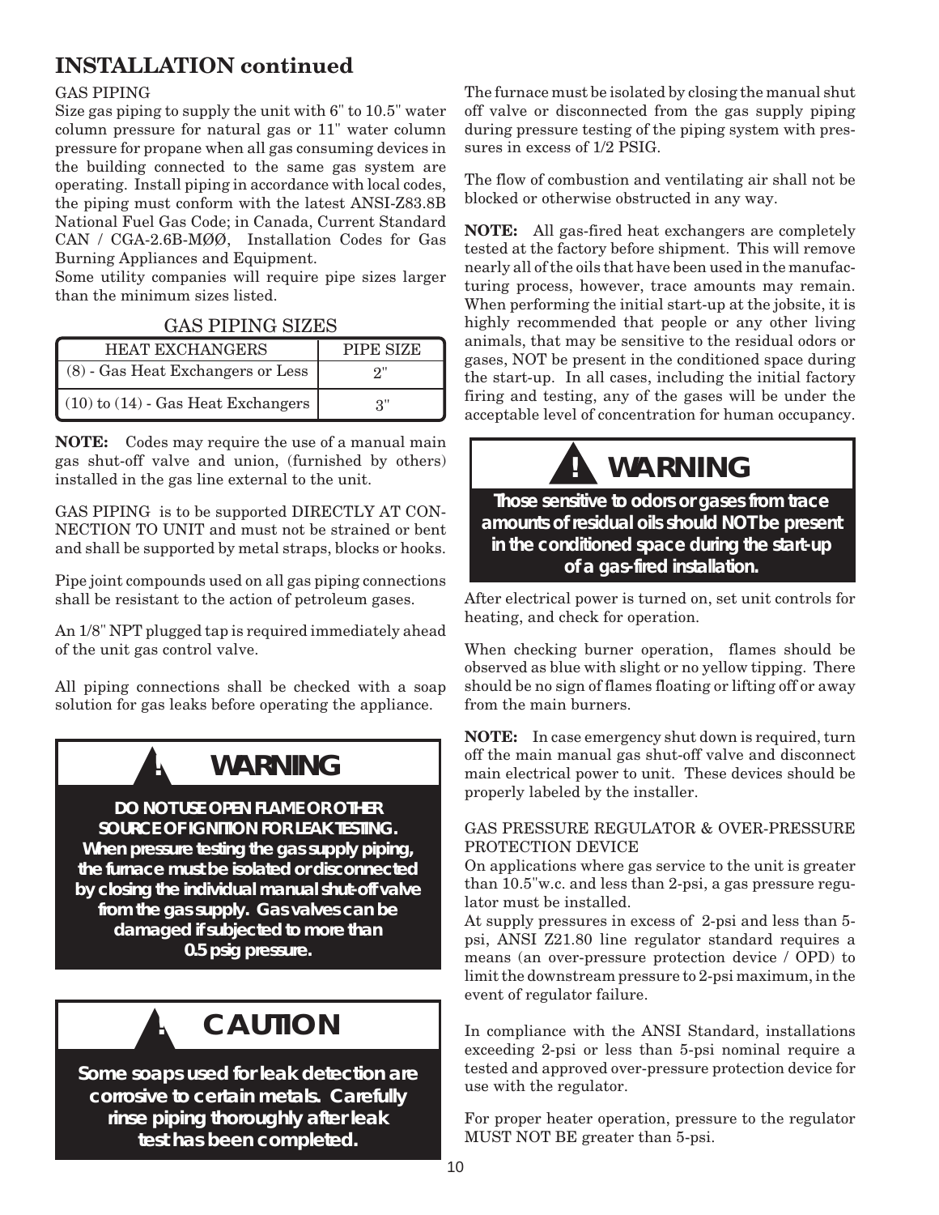## INSTALLATION continued

GAS PIPING

Size gas piping to supply the unit with 6" to 10.5" water column pressure for natural gas or 11" water column pressure for propane when all gas consuming devices in the building connected to the same gas system are operating. Install piping in accordance with local codes, the piping must conform with the latest ANSI-Z83.8B National Fuel Gas Code; in Canada, Current Standard CAN / CGA-2.6B-MØØ, Installation Codes for Gas Burning Appliances and Equipment.

Some utility companies will require pipe sizes larger than the minimum sizes listed.

GAS PIPING SIZES

| HEAT EXCHANGERS | PIPE SIZE |
|---|---|
| (8) - Gas Heat Exchangers or Less | 2" |
| (10) to (14) - Gas Heat Exchangers | 3" |

**NOTE:** Codes may require the use of a manual main gas shut-off valve and union, (furnished by others) installed in the gas line external to the unit.

GAS PIPING is to be supported DIRECTLY AT CONNECTION TO UNIT and must not be strained or bent and shall be supported by metal straps, blocks or hooks.

Pipe joint compounds used on all gas piping connections shall be resistant to the action of petroleum gases.

An 1/8" NPT plugged tap is required immediately ahead of the unit gas control valve.

All piping connections shall be checked with a soap solution for gas leaks before operating the appliance.

**! WARNING**

**DO NOT USE OPEN FLAME OR OTHER SOURCE OF IGNITION FOR LEAK TESTING. When pressure testing the gas supply piping, the furnace must be isolated or disconnected by closing the individual manual shut-off valve from the gas supply. Gas valves can be damaged if subjected to more than 0.5 psig pressure.**

**! CAUTION**

**Some soaps used for leak detection are corrosive to certain metals. Carefully rinse piping thoroughly after leak test has been completed.**

The furnace must be isolated by closing the manual shut off valve or disconnected from the gas supply piping during pressure testing of the piping system with pressures in excess of 1/2 PSIG.

The flow of combustion and ventilating air shall not be blocked or otherwise obstructed in any way.

**NOTE:** All gas-fired heat exchangers are completely tested at the factory before shipment. This will remove nearly all of the oils that have been used in the manufacturing process, however, trace amounts may remain. When performing the initial start-up at the jobsite, it is highly recommended that people or any other living animals, that may be sensitive to the residual odors or gases, NOT be present in the conditioned space during the start-up. In all cases, including the initial factory firing and testing, any of the gases will be under the acceptable level of concentration for human occupancy.

**! WARNING**

**Those sensitive to odors or gases from trace amounts of residual oils should NOT be present in the conditioned space during the start-up of a gas-fired installation.**

After electrical power is turned on, set unit controls for heating, and check for operation.

When checking burner operation, flames should be observed as blue with slight or no yellow tipping. There should be no sign of flames floating or lifting off or away from the main burners.

**NOTE:** In case emergency shut down is required, turn off the main manual gas shut-off valve and disconnect main electrical power to unit. These devices should be properly labeled by the installer.

GAS PRESSURE REGULATOR & OVER-PRESSURE PROTECTION DEVICE

On applications where gas service to the unit is greater than 10.5"w.c. and less than 2-psi, a gas pressure regulator must be installed.

At supply pressures in excess of 2-psi and less than 5-psi, ANSI Z21.80 line regulator standard requires a means (an over-pressure protection device / OPD) to limit the downstream pressure to 2-psi maximum, in the event of regulator failure.

In compliance with the ANSI Standard, installations exceeding 2-psi or less than 5-psi nominal require a tested and approved over-pressure protection device for use with the regulator.

For proper heater operation, pressure to the regulator MUST NOT BE greater than 5-psi.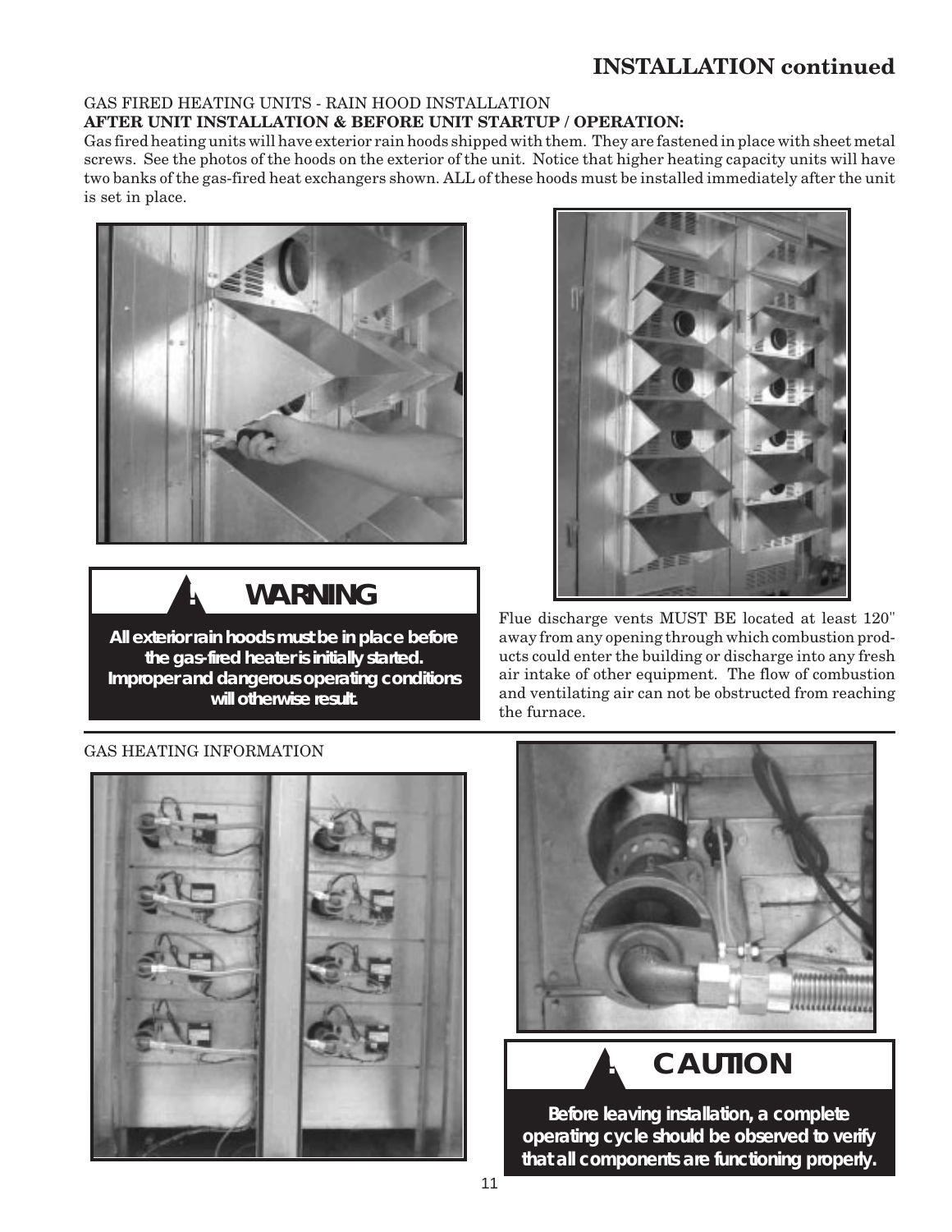# INSTALLATION continued

GAS FIRED HEATING UNITS - RAIN HOOD INSTALLATION

**AFTER UNIT INSTALLATION & BEFORE UNIT STARTUP / OPERATION:**

Gas fired heating units will have exterior rain hoods shipped with them. They are fastened in place with sheet metal screws. See the photos of the hoods on the exterior of the unit. Notice that higher heating capacity units will have two banks of the gas-fired heat exchangers shown. ALL of these hoods must be installed immediately after the unit is set in place.

**! WARNING**

**All exterior rain hoods must be in place before the gas-fired heater is initially started. Improper and dangerous operating conditions will otherwise result.**

Flue discharge vents MUST BE located at least 120" away from any opening through which combustion products could enter the building or discharge into any fresh air intake of other equipment. The flow of combustion and ventilating air can not be obstructed from reaching the furnace.

GAS HEATING INFORMATION

**! CAUTION**

**Before leaving installation, a complete operating cycle should be observed to verify that all components are functioning properly.**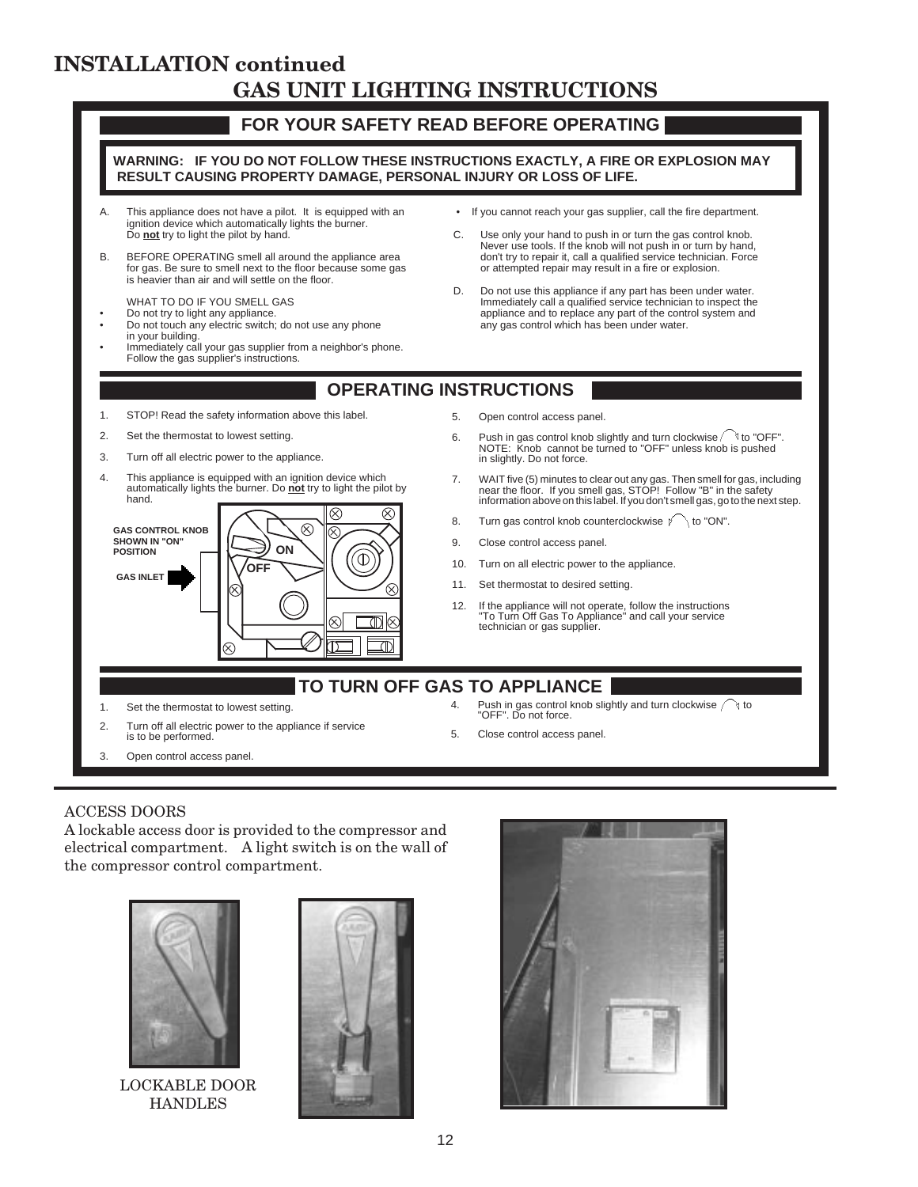# INSTALLATION continued

## GAS UNIT LIGHTING INSTRUCTIONS

### FOR YOUR SAFETY READ BEFORE OPERATING

**WARNING: IF YOU DO NOT FOLLOW THESE INSTRUCTIONS EXACTLY, A FIRE OR EXPLOSION MAY RESULT CAUSING PROPERTY DAMAGE, PERSONAL INJURY OR LOSS OF LIFE.**

A. This appliance does not have a pilot. It is equipped with an ignition device which automatically lights the burner. Do **not** try to light the pilot by hand.

B. BEFORE OPERATING smell all around the appliance area for gas. Be sure to smell next to the floor because some gas is heavier than air and will settle on the floor.

WHAT TO DO IF YOU SMELL GAS

- Do not try to light any appliance.
- Do not touch any electric switch; do not use any phone in your building.
- Immediately call your gas supplier from a neighbor's phone. Follow the gas supplier's instructions.
- If you cannot reach your gas supplier, call the fire department.

C. Use only your hand to push in or turn the gas control knob. Never use tools. If the knob will not push in or turn by hand, don't try to repair it, call a qualified service technician. Force or attempted repair may result in a fire or explosion.

D. Do not use this appliance if any part has been under water. Immediately call a qualified service technician to inspect the appliance and to replace any part of the control system and any gas control which has been under water.

### OPERATING INSTRUCTIONS

1. STOP! Read the safety information above this label.
2. Set the thermostat to lowest setting.
3. Turn off all electric power to the appliance.
4. This appliance is equipped with an ignition device which automatically lights the burner. Do **not** try to light the pilot by hand.

GAS CONTROL KNOB SHOWN IN "ON" POSITION

GAS INLET

ON

OFF

5. Open control access panel.
6. Push in gas control knob slightly and turn clockwise to "OFF". NOTE: Knob cannot be turned to "OFF" unless knob is pushed in slightly. Do not force.
7. WAIT five (5) minutes to clear out any gas. Then smell for gas, including near the floor. If you smell gas, STOP! Follow "B" in the safety information above on this label. If you don't smell gas, go to the next step.
8. Turn gas control knob counterclockwise to "ON".
9. Close control access panel.
10. Turn on all electric power to the appliance.
11. Set thermostat to desired setting.
12. If the appliance will not operate, follow the instructions "To Turn Off Gas To Appliance" and call your service technician or gas supplier.

### TO TURN OFF GAS TO APPLIANCE

1. Set the thermostat to lowest setting.
2. Turn off all electric power to the appliance if service is to be performed.
3. Open control access panel.
4. Push in gas control knob slightly and turn clockwise to "OFF". Do not force.
5. Close control access panel.

ACCESS DOORS

A lockable access door is provided to the compressor and electrical compartment. A light switch is on the wall of the compressor control compartment.

LOCKABLE DOOR HANDLES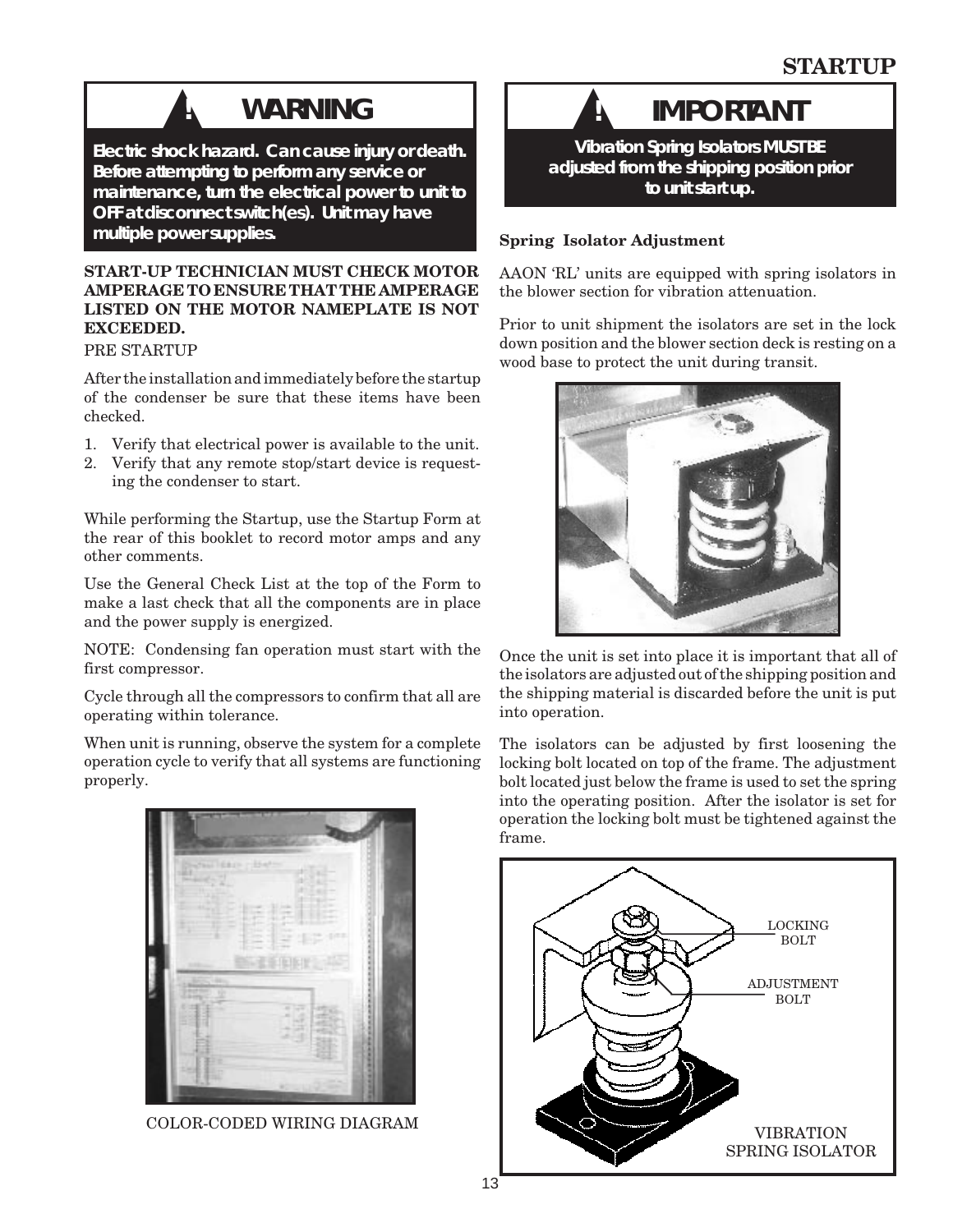# STARTUP

**! WARNING**

**Electric shock hazard. Can cause injury or death. Before attempting to perform any service or maintenance, turn the electrical power to unit to OFF at disconnect switch(es). Unit may have multiple power supplies.**

**START-UP TECHNICIAN MUST CHECK MOTOR AMPERAGE TO ENSURE THAT THE AMPERAGE LISTED ON THE MOTOR NAMEPLATE IS NOT EXCEEDED.**

PRE STARTUP

After the installation and immediately before the startup of the condenser be sure that these items have been checked.

1. Verify that electrical power is available to the unit.
2. Verify that any remote stop/start device is requesting the condenser to start.

While performing the Startup, use the Startup Form at the rear of this booklet to record motor amps and any other comments.

Use the General Check List at the top of the Form to make a last check that all the components are in place and the power supply is energized.

NOTE: Condensing fan operation must start with the first compressor.

Cycle through all the compressors to confirm that all are operating within tolerance.

When unit is running, observe the system for a complete operation cycle to verify that all systems are functioning properly.

COLOR-CODED WIRING DIAGRAM

**! IMPORTANT**

**Vibration Spring Isolators MUST BE adjusted from the shipping position prior to unit start up.**

**Spring Isolator Adjustment**

AAON 'RL' units are equipped with spring isolators in the blower section for vibration attenuation.

Prior to unit shipment the isolators are set in the lock down position and the blower section deck is resting on a wood base to protect the unit during transit.

Once the unit is set into place it is important that all of the isolators are adjusted out of the shipping position and the shipping material is discarded before the unit is put into operation.

The isolators can be adjusted by first loosening the locking bolt located on top of the frame. The adjustment bolt located just below the frame is used to set the spring into the operating position. After the isolator is set for operation the locking bolt must be tightened against the frame.

LOCKING BOLT

ADJUSTMENT BOLT

VIBRATION SPRING ISOLATOR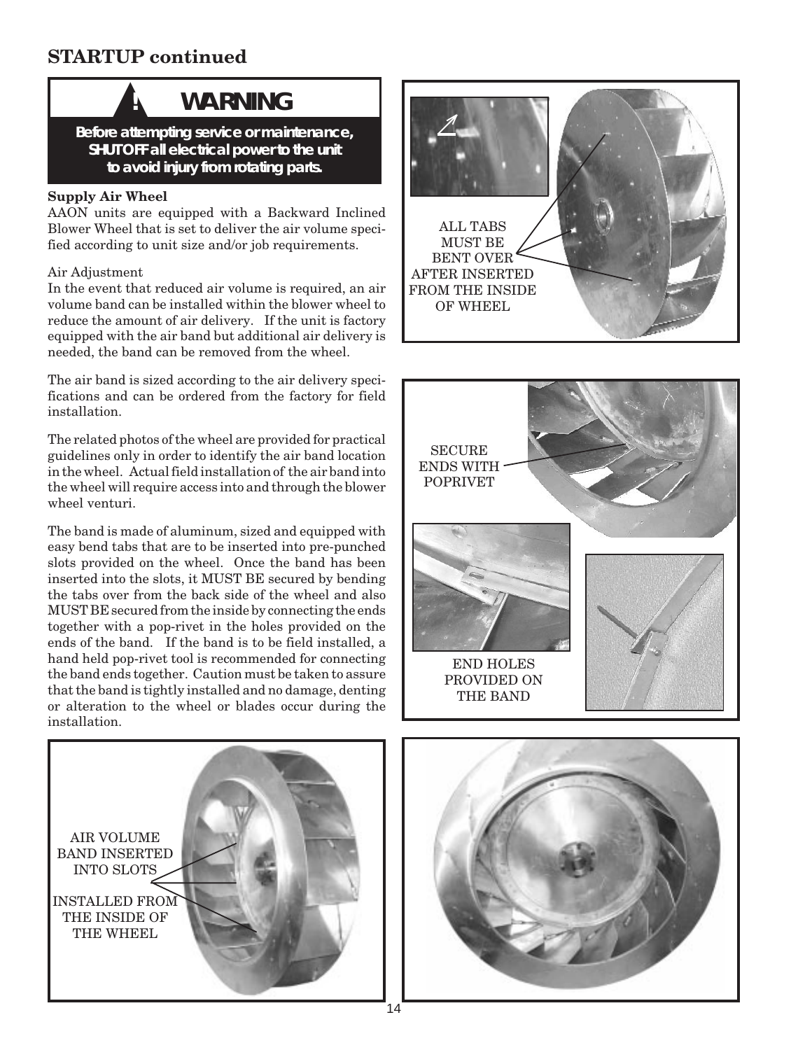## STARTUP continued

> **! WARNING**
>
> ***Before attempting service or maintenance, SHUT OFF all electrical power to the unit to avoid injury from rotating parts.***

**Supply Air Wheel**

AAON units are equipped with a Backward Inclined Blower Wheel that is set to deliver the air volume specified according to unit size and/or job requirements.

Air Adjustment

In the event that reduced air volume is required, an air volume band can be installed within the blower wheel to reduce the amount of air delivery. If the unit is factory equipped with the air band but additional air delivery is needed, the band can be removed from the wheel.

The air band is sized according to the air delivery specifications and can be ordered from the factory for field installation.

The related photos of the wheel are provided for practical guidelines only in order to identify the air band location in the wheel. Actual field installation of the air band into the wheel will require access into and through the blower wheel venturi.

The band is made of aluminum, sized and equipped with easy bend tabs that are to be inserted into pre-punched slots provided on the wheel. Once the band has been inserted into the slots, it MUST BE secured by bending the tabs over from the back side of the wheel and also MUST BE secured from the inside by connecting the ends together with a pop-rivet in the holes provided on the ends of the band. If the band is to be field installed, a hand held pop-rivet tool is recommended for connecting the band ends together. Caution must be taken to assure that the band is tightly installed and no damage, denting or alteration to the wheel or blades occur during the installation.

ALL TABS MUST BE BENT OVER AFTER INSERTED FROM THE INSIDE OF WHEEL

SECURE ENDS WITH POPRIVET

END HOLES PROVIDED ON THE BAND

AIR VOLUME BAND INSERTED INTO SLOTS

INSTALLED FROM THE INSIDE OF THE WHEEL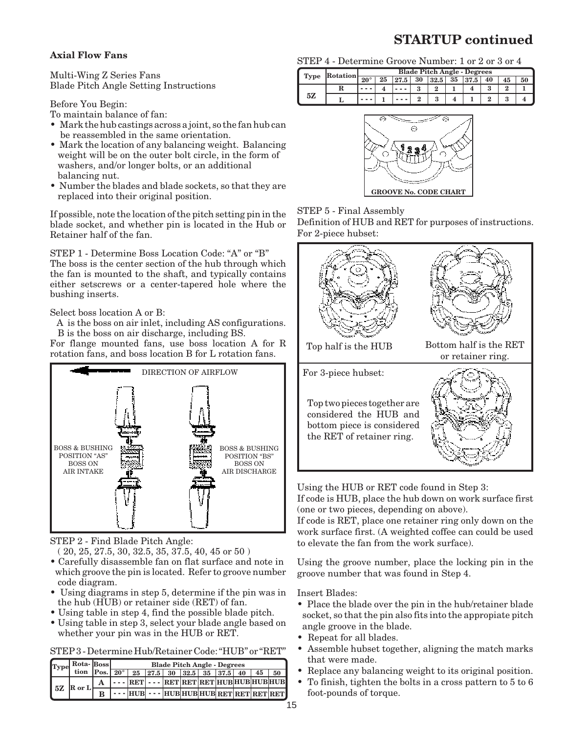## STARTUP continued

### Axial Flow Fans

Multi-Wing Z Series Fans
Blade Pitch Angle Setting Instructions

Before You Begin:
To maintain balance of fan:

- Mark the hub castings across a joint, so the fan hub can be reassembled in the same orientation.
- Mark the location of any balancing weight. Balancing weight will be on the outer bolt circle, in the form of washers, and/or longer bolts, or an additional balancing nut.
- Number the blades and blade sockets, so that they are replaced into their original position.

If possible, note the location of the pitch setting pin in the blade socket, and whether pin is located in the Hub or Retainer half of the fan.

STEP 1 - Determine Boss Location Code: "A" or "B"
The boss is the center section of the hub through which the fan is mounted to the shaft, and typically contains either setscrews or a center-tapered hole where the bushing inserts.

Select boss location A or B:
A is the boss on air inlet, including AS configurations.
B is the boss on air discharge, including BS.
For flange mounted fans, use boss location A for R rotation fans, and boss location B for L rotation fans.

DIRECTION OF AIRFLOW

BOSS & BUSHING POSITION "AS" BOSS ON AIR INTAKE

BOSS & BUSHING POSITION "BS" BOSS ON AIR DISCHARGE

STEP 2 - Find Blade Pitch Angle:
( 20, 25, 27.5, 30, 32.5, 35, 37.5, 40, 45 or 50 )

- Carefully disassemble fan on flat surface and note in which groove the pin is located. Refer to groove number code diagram.
- Using diagrams in step 5, determine if the pin was in the hub (HUB) or retainer side (RET) of fan.
- Using table in step 4, find the possible blade pitch.
- Using table in step 3, select your blade angle based on whether your pin was in the HUB or RET.

STEP 3 - Determine Hub/Retainer Code: "HUB" or "RET"

| Type | Rotation | Boss Pos. | Blade Pitch Angle - Degrees | | | | | | | | | |
|---|---|---|---|---|---|---|---|---|---|---|---|---|
| | | | 20° | 25 | 27.5 | 30 | 32.5 | 35 | 37.5 | 40 | 45 | 50 |
| 5Z | R or L | A | - - - | RET | - - - | RET | RET | RET | HUB | HUB | HUB | HUB |
| | | B | - - - | HUB | - - - | HUB | HUB | HUB | RET | RET | RET | RET |

STEP 4 - Determine Groove Number: 1 or 2 or 3 or 4

| Type | Rotation | Blade Pitch Angle - Degrees | | | | | | | | | |
|---|---|---|---|---|---|---|---|---|---|---|---|
| | | 20° | 25 | 27.5 | 30 | 32.5 | 35 | 37.5 | 40 | 45 | 50 |
| 5Z | R | - - - | 4 | - - - | 3 | 2 | 1 | 4 | 3 | 2 | 1 |
| | L | - - - | 1 | - - - | 2 | 3 | 4 | 1 | 2 | 3 | 4 |

GROOVE No. CODE CHART

STEP 5 - Final Assembly
Definition of HUB and RET for purposes of instructions.
For 2-piece hubset:

Top half is the HUB

Bottom half is the RET or retainer ring.

For 3-piece hubset:

Top two pieces together are considered the HUB and bottom piece is considered the RET of retainer ring.

Using the HUB or RET code found in Step 3:
If code is HUB, place the hub down on work surface first (one or two pieces, depending on above).
If code is RET, place one retainer ring only down on the work surface first. (A weighted coffee can could be used to elevate the fan from the work surface).

Using the groove number, place the locking pin in the groove number that was found in Step 4.

Insert Blades:

- Place the blade over the pin in the hub/retainer blade socket, so that the pin also fits into the appropiate pitch angle groove in the blade.
- Repeat for all blades.
- Assemble hubset together, aligning the match marks that were made.
- Replace any balancing weight to its original position.
- To finish, tighten the bolts in a cross pattern to 5 to 6 foot-pounds of torque.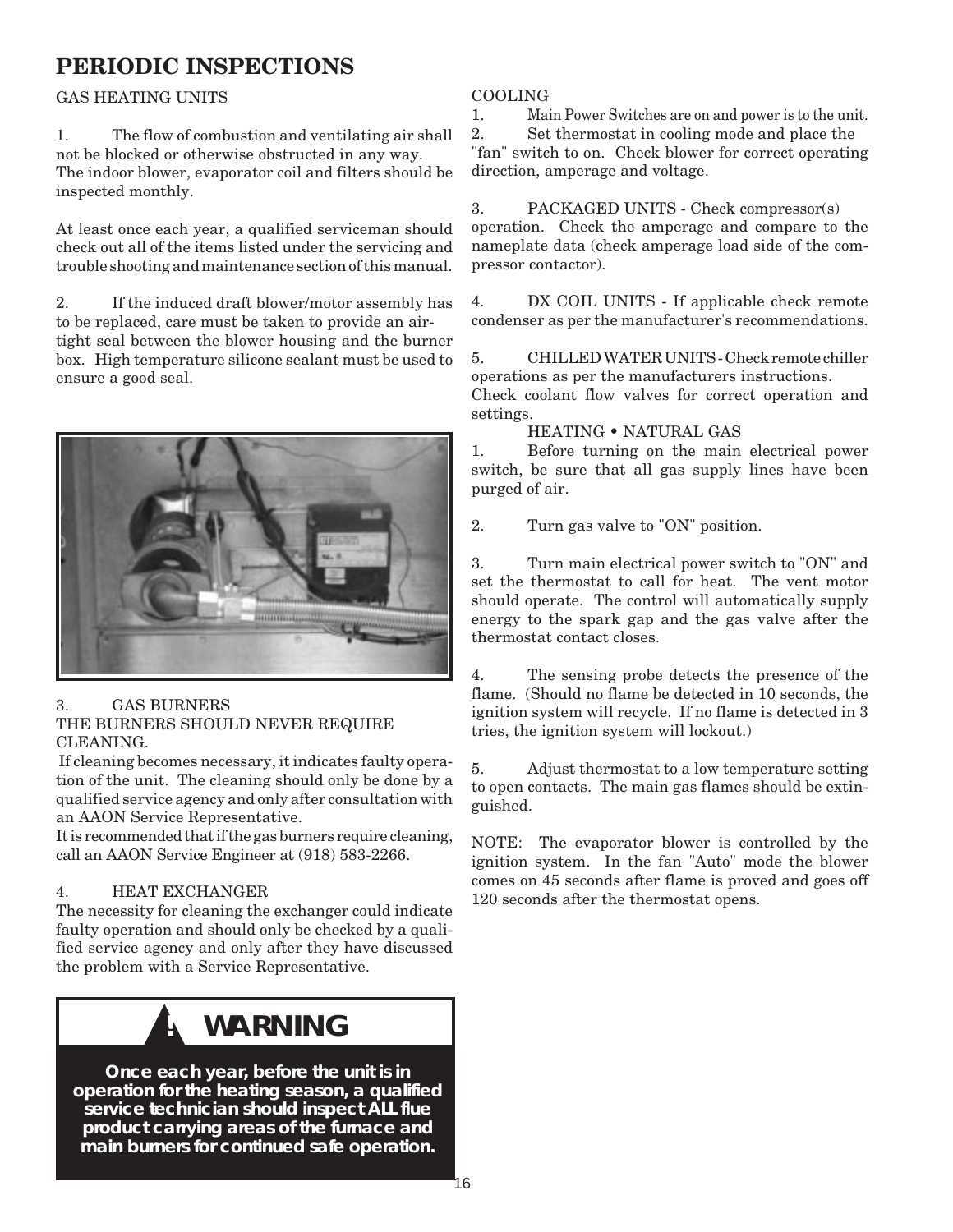# PERIODIC INSPECTIONS

GAS HEATING UNITS

1. The flow of combustion and ventilating air shall not be blocked or otherwise obstructed in any way. The indoor blower, evaporator coil and filters should be inspected monthly.

At least once each year, a qualified serviceman should check out all of the items listed under the servicing and trouble shooting and maintenance section of this manual.

2. If the induced draft blower/motor assembly has to be replaced, care must be taken to provide an air-tight seal between the blower housing and the burner box. High temperature silicone sealant must be used to ensure a good seal.

3. GAS BURNERS

THE BURNERS SHOULD NEVER REQUIRE CLEANING.

If cleaning becomes necessary, it indicates faulty operation of the unit. The cleaning should only be done by a qualified service agency and only after consultation with an AAON Service Representative.

It is recommended that if the gas burners require cleaning, call an AAON Service Engineer at (918) 583-2266.

4. HEAT EXCHANGER

The necessity for cleaning the exchanger could indicate faulty operation and should only be checked by a qualified service agency and only after they have discussed the problem with a Service Representative.

**! WARNING**

***Once each year, before the unit is in operation for the heating season, a qualified service technician should inspect ALL flue product carrying areas of the furnace and main burners for continued safe operation.***

COOLING

1. Main Power Switches are on and power is to the unit.
2. Set thermostat in cooling mode and place the "fan" switch to on. Check blower for correct operating direction, amperage and voltage.
3. PACKAGED UNITS - Check compressor(s) operation. Check the amperage and compare to the nameplate data (check amperage load side of the compressor contactor).
4. DX COIL UNITS - If applicable check remote condenser as per the manufacturer's recommendations.
5. CHILLED WATER UNITS - Check remote chiller operations as per the manufacturers instructions. Check coolant flow valves for correct operation and settings.

HEATING • NATURAL GAS

1. Before turning on the main electrical power switch, be sure that all gas supply lines have been purged of air.
2. Turn gas valve to "ON" position.
3. Turn main electrical power switch to "ON" and set the thermostat to call for heat. The vent motor should operate. The control will automatically supply energy to the spark gap and the gas valve after the thermostat contact closes.
4. The sensing probe detects the presence of the flame. (Should no flame be detected in 10 seconds, the ignition system will recycle. If no flame is detected in 3 tries, the ignition system will lockout.)
5. Adjust thermostat to a low temperature setting to open contacts. The main gas flames should be extinguished.

NOTE: The evaporator blower is controlled by the ignition system. In the fan "Auto" mode the blower comes on 45 seconds after flame is proved and goes off 120 seconds after the thermostat opens.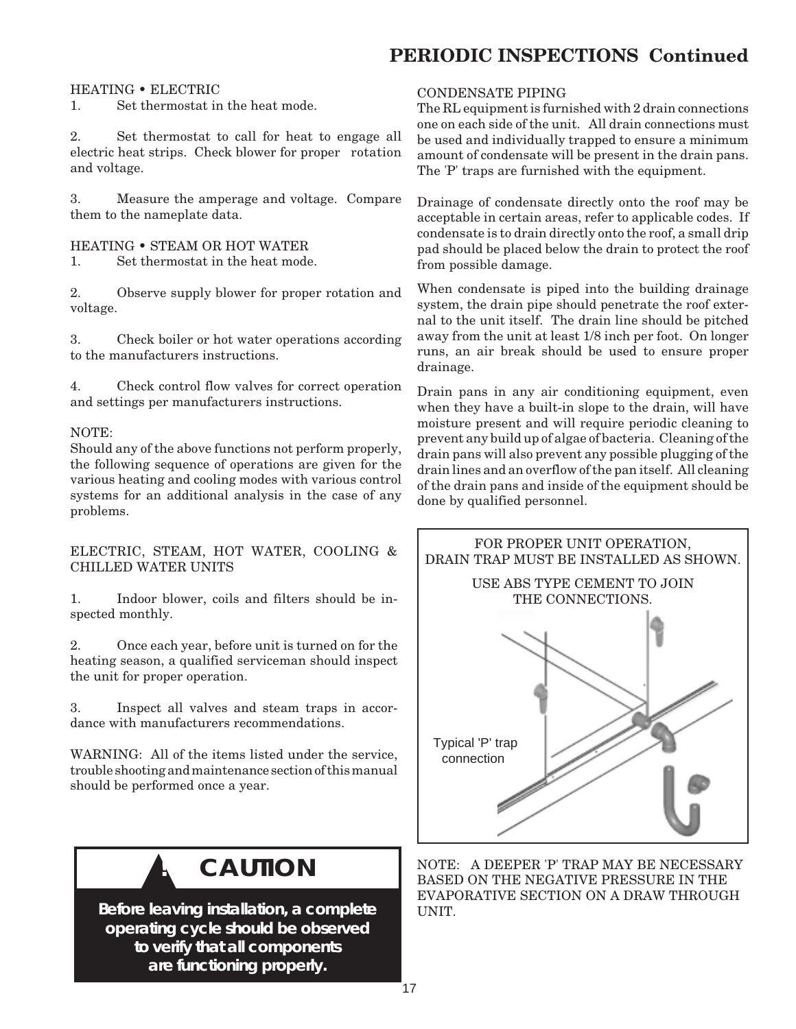## PERIODIC INSPECTIONS Continued

HEATING • ELECTRIC

1. Set thermostat in the heat mode.

2. Set thermostat to call for heat to engage all electric heat strips. Check blower for proper rotation and voltage.

3. Measure the amperage and voltage. Compare them to the nameplate data.

HEATING • STEAM OR HOT WATER

1. Set thermostat in the heat mode.

2. Observe supply blower for proper rotation and voltage.

3. Check boiler or hot water operations according to the manufacturers instructions.

4. Check control flow valves for correct operation and settings per manufacturers instructions.

NOTE:
Should any of the above functions not perform properly, the following sequence of operations are given for the various heating and cooling modes with various control systems for an additional analysis in the case of any problems.

ELECTRIC, STEAM, HOT WATER, COOLING & CHILLED WATER UNITS

1. Indoor blower, coils and filters should be inspected monthly.

2. Once each year, before unit is turned on for the heating season, a qualified serviceman should inspect the unit for proper operation.

3. Inspect all valves and steam traps in accordance with manufacturers recommendations.

WARNING: All of the items listed under the service, trouble shooting and maintenance section of this manual should be performed once a year.

**! CAUTION**

**Before leaving installation, a complete operating cycle should be observed to verify that all components are functioning properly.**

CONDENSATE PIPING

The RL equipment is furnished with 2 drain connections one on each side of the unit. All drain connections must be used and individually trapped to ensure a minimum amount of condensate will be present in the drain pans. The 'P' traps are furnished with the equipment.

Drainage of condensate directly onto the roof may be acceptable in certain areas, refer to applicable codes. If condensate is to drain directly onto the roof, a small drip pad should be placed below the drain to protect the roof from possible damage.

When condensate is piped into the building drainage system, the drain pipe should penetrate the roof external to the unit itself. The drain line should be pitched away from the unit at least 1/8 inch per foot. On longer runs, an air break should be used to ensure proper drainage.

Drain pans in any air conditioning equipment, even when they have a built-in slope to the drain, will have moisture present and will require periodic cleaning to prevent any build up of algae of bacteria. Cleaning of the drain pans will also prevent any possible plugging of the drain lines and an overflow of the pan itself. All cleaning of the drain pans and inside of the equipment should be done by qualified personnel.

FOR PROPER UNIT OPERATION, DRAIN TRAP MUST BE INSTALLED AS SHOWN.

USE ABS TYPE CEMENT TO JOIN THE CONNECTIONS.

Typical 'P' trap connection

NOTE: A DEEPER 'P' TRAP MAY BE NECESSARY BASED ON THE NEGATIVE PRESSURE IN THE EVAPORATIVE SECTION ON A DRAW THROUGH UNIT.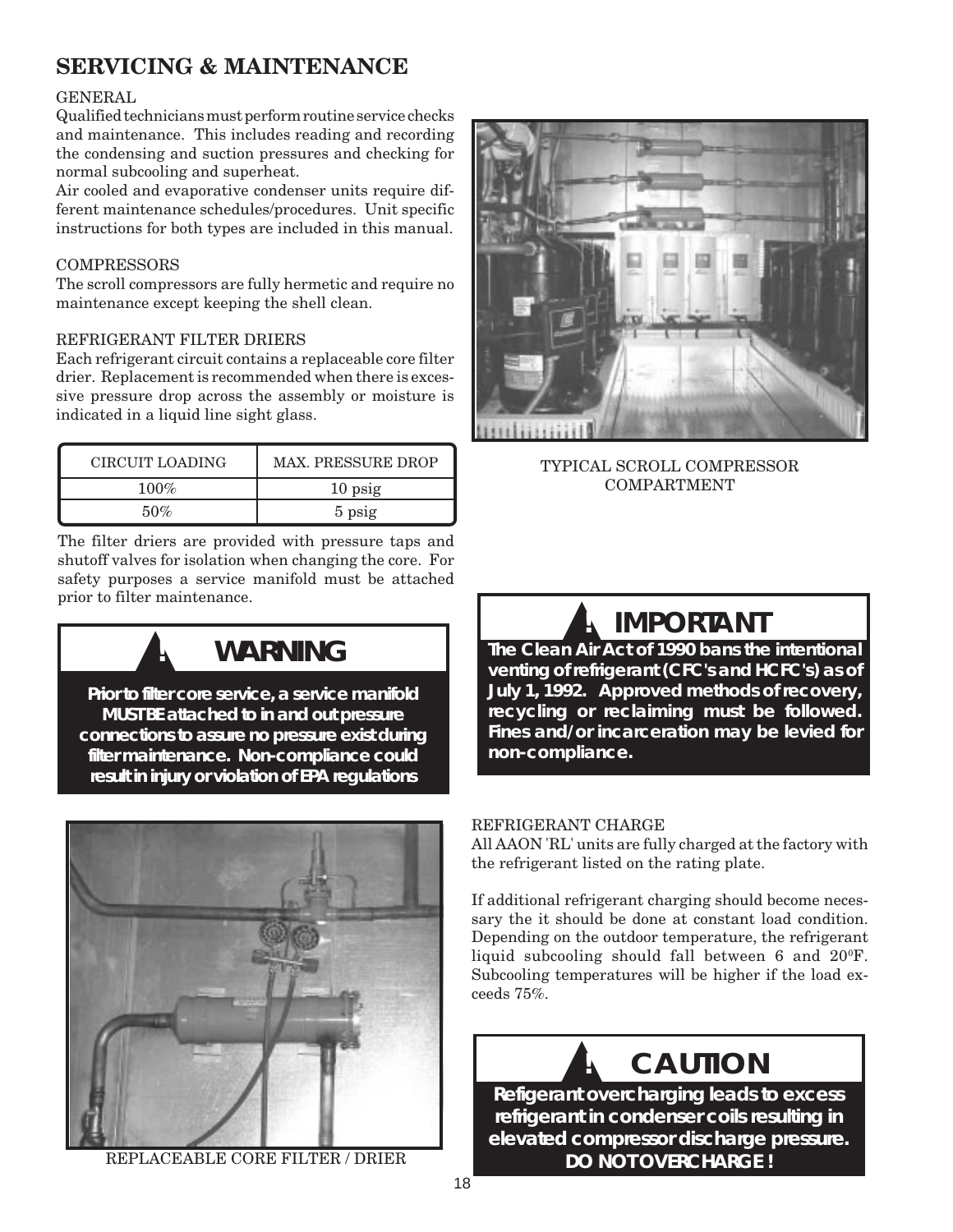# SERVICING & MAINTENANCE

GENERAL

Qualified technicians must perform routine service checks and maintenance. This includes reading and recording the condensing and suction pressures and checking for normal subcooling and superheat.

Air cooled and evaporative condenser units require different maintenance schedules/procedures. Unit specific instructions for both types are included in this manual.

COMPRESSORS

The scroll compressors are fully hermetic and require no maintenance except keeping the shell clean.

REFRIGERANT FILTER DRIERS

Each refrigerant circuit contains a replaceable core filter drier. Replacement is recommended when there is excessive pressure drop across the assembly or moisture is indicated in a liquid line sight glass.

| CIRCUIT LOADING | MAX. PRESSURE DROP |
|---|---|
| 100% | 10 psig |
| 50% | 5 psig |

The filter driers are provided with pressure taps and shutoff valves for isolation when changing the core. For safety purposes a service manifold must be attached prior to filter maintenance.

**! WARNING**

**Prior to filter core service, a service manifold MUST BE attached to in and out pressure connections to assure no pressure exist during filter maintenance. Non-compliance could result in injury or violation of EPA regulations**

REPLACEABLE CORE FILTER / DRIER

TYPICAL SCROLL COMPRESSOR COMPARTMENT

**! IMPORTANT**

**The Clean Air Act of 1990 bans the intentional venting of refrigerant (CFC's and HCFC's) as of July 1, 1992. Approved methods of recovery, recycling or reclaiming must be followed. Fines and/or incarceration may be levied for non-compliance.**

REFRIGERANT CHARGE

All AAON 'RL' units are fully charged at the factory with the refrigerant listed on the rating plate.

If additional refrigerant charging should become necessary the it should be done at constant load condition. Depending on the outdoor temperature, the refrigerant liquid subcooling should fall between 6 and 20°F. Subcooling temperatures will be higher if the load exceeds 75%.

**! CAUTION**

**Refigerant overcharging leads to excess refrigerant in condenser coils resulting in elevated compressor discharge pressure. DO NOT OVERCHARGE !**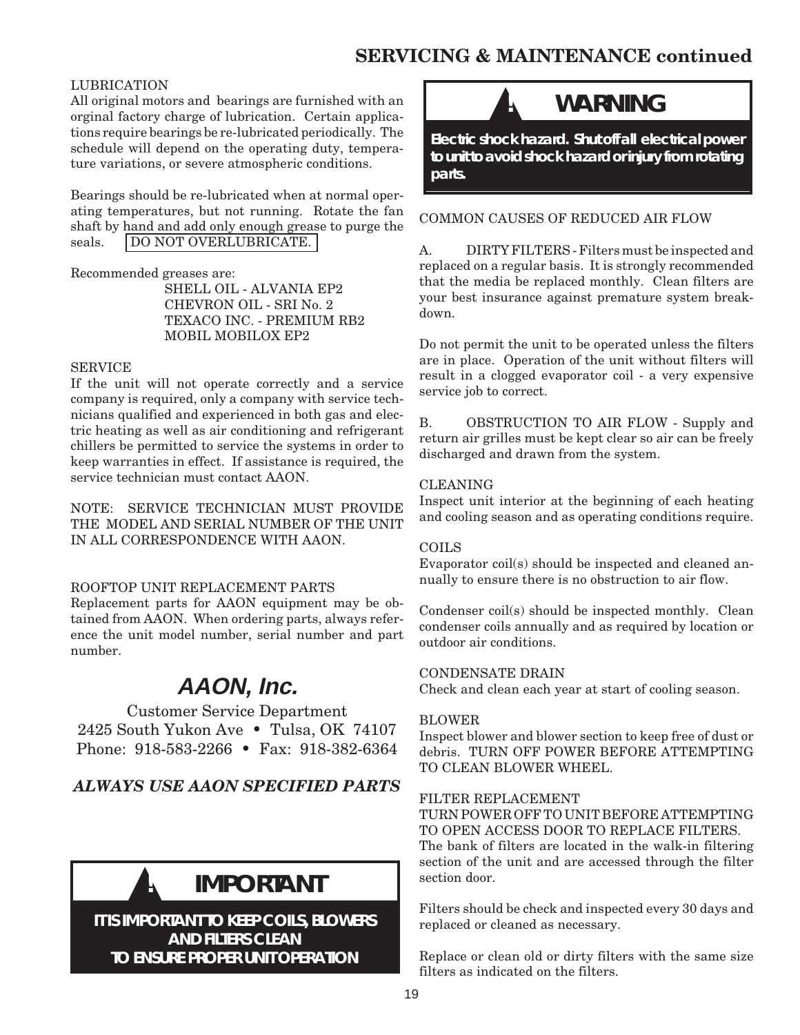## SERVICING & MAINTENANCE continued

LUBRICATION

All original motors and bearings are furnished with an orginal factory charge of lubrication. Certain applications require bearings be re-lubricated periodically. The schedule will depend on the operating duty, temperature variations, or severe atmospheric conditions.

Bearings should be re-lubricated when at normal operating temperatures, but not running. Rotate the fan shaft by hand and add only enough grease to purge the seals. DO NOT OVERLUBRICATE.

Recommended greases are:

SHELL OIL - ALVANIA EP2
CHEVRON OIL - SRI No. 2
TEXACO INC. - PREMIUM RB2
MOBIL MOBILOX EP2

SERVICE

If the unit will not operate correctly and a service company is required, only a company with service technicians qualified and experienced in both gas and electric heating as well as air conditioning and refrigerant chillers be permitted to service the systems in order to keep warranties in effect. If assistance is required, the service technician must contact AAON.

NOTE: SERVICE TECHNICIAN MUST PROVIDE THE MODEL AND SERIAL NUMBER OF THE UNIT IN ALL CORRESPONDENCE WITH AAON.

ROOFTOP UNIT REPLACEMENT PARTS

Replacement parts for AAON equipment may be obtained from AAON. When ordering parts, always reference the unit model number, serial number and part number.

***AAON, Inc.***

Customer Service Department
2425 South Yukon Ave • Tulsa, OK 74107
Phone: 918-583-2266 • Fax: 918-382-6364

***ALWAYS USE AAON SPECIFIED PARTS***

**! IMPORTANT**

**IT IS IMPORTANT TO KEEP COILS, BLOWERS AND FILTERS CLEAN TO ENSURE PROPER UNIT OPERATION**

**! WARNING**

**Electric shock hazard. Shut off all electrical power to unit to avoid shock hazard or injury from rotating parts.**

COMMON CAUSES OF REDUCED AIR FLOW

A. DIRTY FILTERS - Filters must be inspected and replaced on a regular basis. It is strongly recommended that the media be replaced monthly. Clean filters are your best insurance against premature system breakdown.

Do not permit the unit to be operated unless the filters are in place. Operation of the unit without filters will result in a clogged evaporator coil - a very expensive service job to correct.

B. OBSTRUCTION TO AIR FLOW - Supply and return air grilles must be kept clear so air can be freely discharged and drawn from the system.

CLEANING

Inspect unit interior at the beginning of each heating and cooling season and as operating conditions require.

COILS

Evaporator coil(s) should be inspected and cleaned annually to ensure there is no obstruction to air flow.

Condenser coil(s) should be inspected monthly. Clean condenser coils annually and as required by location or outdoor air conditions.

CONDENSATE DRAIN

Check and clean each year at start of cooling season.

BLOWER

Inspect blower and blower section to keep free of dust or debris. TURN OFF POWER BEFORE ATTEMPTING TO CLEAN BLOWER WHEEL.

FILTER REPLACEMENT

TURN POWER OFF TO UNIT BEFORE ATTEMPTING TO OPEN ACCESS DOOR TO REPLACE FILTERS.

The bank of filters are located in the walk-in filtering section of the unit and are accessed through the filter section door.

Filters should be check and inspected every 30 days and replaced or cleaned as necessary.

Replace or clean old or dirty filters with the same size filters as indicated on the filters.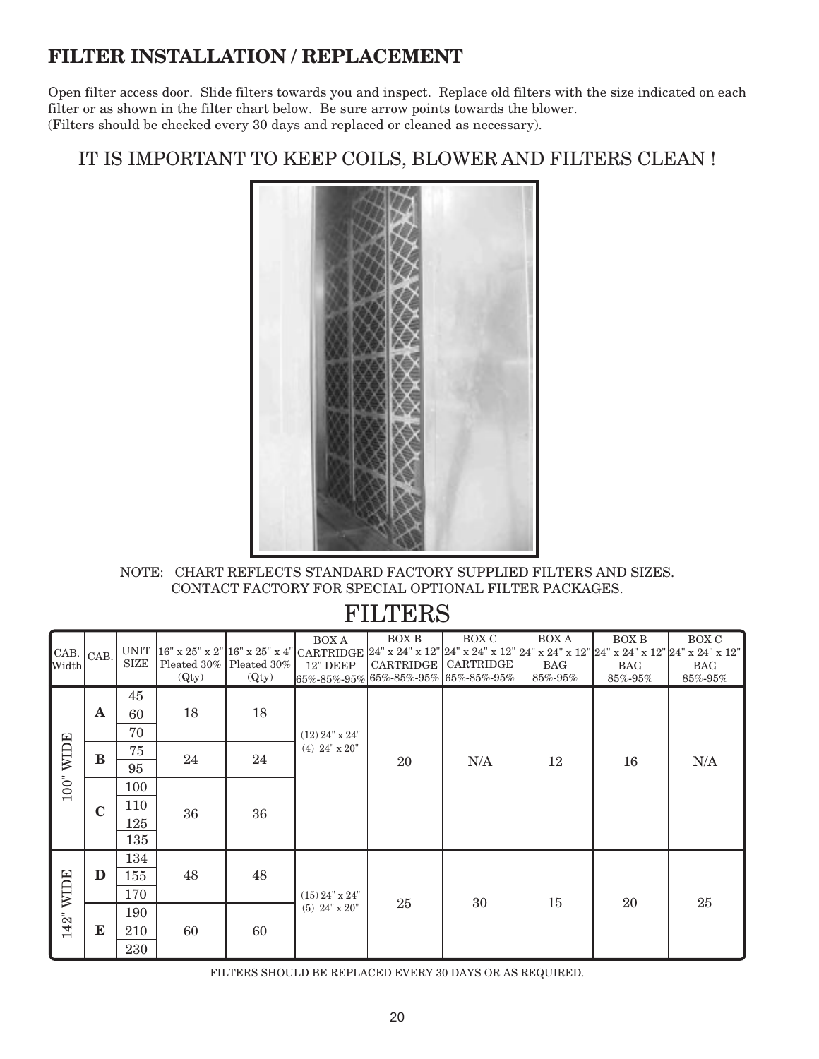## FILTER INSTALLATION / REPLACEMENT

Open filter access door. Slide filters towards you and inspect. Replace old filters with the size indicated on each filter or as shown in the filter chart below. Be sure arrow points towards the blower.
(Filters should be checked every 30 days and replaced or cleaned as necessary).

IT IS IMPORTANT TO KEEP COILS, BLOWER AND FILTERS CLEAN !

NOTE: CHART REFLECTS STANDARD FACTORY SUPPLIED FILTERS AND SIZES.
CONTACT FACTORY FOR SPECIAL OPTIONAL FILTER PACKAGES.

# FILTERS

| CAB. Width | CAB. | UNIT SIZE | 16" x 25" x 2" Pleated 30% (Qty) | 16" x 25" x 4" Pleated 30% (Qty) | BOX A CARTRIDGE 12" DEEP 65%-85%-95% | BOX B 24" x 24" x 12" CARTRIDGE 65%-85%-95% | BOX C 24" x 24" x 12" CARTRIDGE 65%-85%-95% | BOX A 24" x 24" x 12" BAG 85%-95% | BOX B 24" x 24" x 12" BAG 85%-95% | BOX C 24" x 24" x 12" BAG 85%-95% |
|---|---|---|---|---|---|---|---|---|---|---|
| 100" WIDE | A | 45 | 18 | 18 | (12) 24" x 24"<br>(4) 24" x 20" | 20 | N/A | 12 | 16 | N/A |
| | | 60 | | | | | | | | |
| | | 70 | | | | | | | | |
| | B | 75 | 24 | 24 | | | | | | |
| | | 95 | | | | | | | | |
| | C | 100 | 36 | 36 | | | | | | |
| | | 110 | | | | | | | | |
| | | 125 | | | | | | | | |
| | | 135 | | | | | | | | |
| 142" WIDE | D | 134 | 48 | 48 | (15) 24" x 24"<br>(5) 24" x 20" | 25 | 30 | 15 | 20 | 25 |
| | | 155 | | | | | | | | |
| | | 170 | | | | | | | | |
| | E | 190 | 60 | 60 | | | | | | |
| | | 210 | | | | | | | | |
| | | 230 | | | | | | | | |

FILTERS SHOULD BE REPLACED EVERY 30 DAYS OR AS REQUIRED.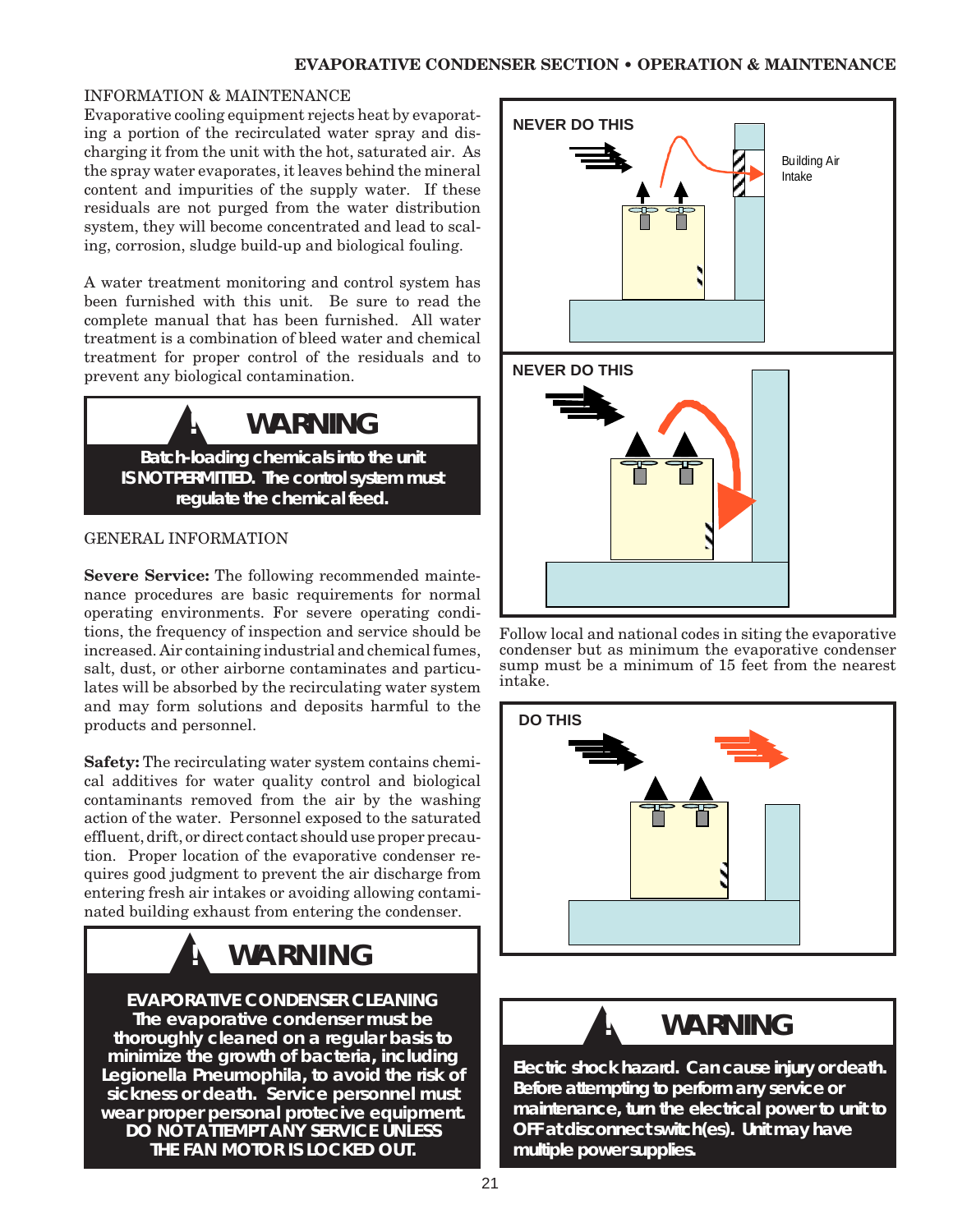## INFORMATION & MAINTENANCE

Evaporative cooling equipment rejects heat by evaporating a portion of the recirculated water spray and discharging it from the unit with the hot, saturated air. As the spray water evaporates, it leaves behind the mineral content and impurities of the supply water. If these residuals are not purged from the water distribution system, they will become concentrated and lead to scaling, corrosion, sludge build-up and biological fouling.

A water treatment monitoring and control system has been furnished with this unit. Be sure to read the complete manual that has been furnished. All water treatment is a combination of bleed water and chemical treatment for proper control of the residuals and to prevent any biological contamination.

> **⚠ WARNING**
>
> **Batch-loading chemicals into the unit IS NOT PERMITTED. The control system must regulate the chemical feed.**

## GENERAL INFORMATION

**Severe Service:** The following recommended maintenance procedures are basic requirements for normal operating environments. For severe operating conditions, the frequency of inspection and service should be increased. Air containing industrial and chemical fumes, salt, dust, or other airborne contaminates and particulates will be absorbed by the recirculating water system and may form solutions and deposits harmful to the products and personnel.

**Safety:** The recirculating water system contains chemical additives for water quality control and biological contaminants removed from the air by the washing action of the water. Personnel exposed to the saturated effluent, drift, or direct contact should use proper precaution. Proper location of the evaporative condenser requires good judgment to prevent the air discharge from entering fresh air intakes or avoiding allowing contaminated building exhaust from entering the condenser.

> **⚠ WARNING**
>
> **EVAPORATIVE CONDENSER CLEANING**
> **The evaporative condenser must be thoroughly cleaned on a regular basis to minimize the growth of bacteria, including Legionella Pneumophila, to avoid the risk of sickness or death. Service personnel must wear proper personal protecive equipment. DO NOT ATTEMPT ANY SERVICE UNLESS THE FAN MOTOR IS LOCKED OUT.**

NEVER DO THIS

Building Air Intake

NEVER DO THIS

Follow local and national codes in siting the evaporative condenser but as minimum the evaporative condenser sump must be a minimum of 15 feet from the nearest intake.

DO THIS

> **⚠ WARNING**
>
> **Electric shock hazard. Can cause injury or death. Before attempting to perform any service or maintenance, turn the electrical power to unit to OFF at disconnect switch(es). Unit may have multiple power supplies.**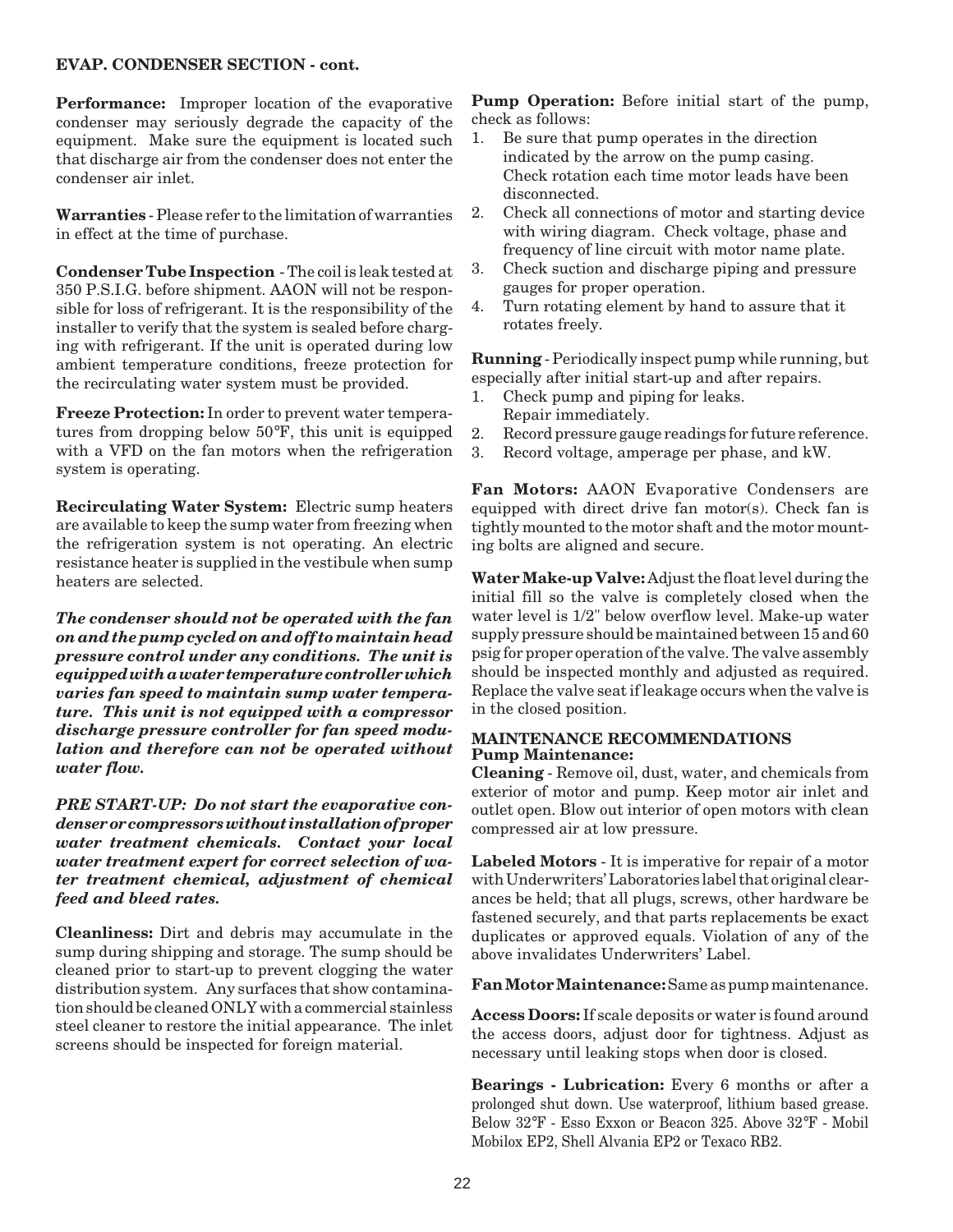**EVAP. CONDENSER SECTION - cont.**

**Performance:** Improper location of the evaporative condenser may seriously degrade the capacity of the equipment. Make sure the equipment is located such that discharge air from the condenser does not enter the condenser air inlet.

**Warranties** - Please refer to the limitation of warranties in effect at the time of purchase.

**Condenser Tube Inspection** - The coil is leak tested at 350 P.S.I.G. before shipment. AAON will not be responsible for loss of refrigerant. It is the responsibility of the installer to verify that the system is sealed before charging with refrigerant. If the unit is operated during low ambient temperature conditions, freeze protection for the recirculating water system must be provided.

**Freeze Protection:** In order to prevent water temperatures from dropping below 50°F, this unit is equipped with a VFD on the fan motors when the refrigeration system is operating.

**Recirculating Water System:** Electric sump heaters are available to keep the sump water from freezing when the refrigeration system is not operating. An electric resistance heater is supplied in the vestibule when sump heaters are selected.

***The condenser should not be operated with the fan on and the pump cycled on and off to maintain head pressure control under any conditions. The unit is equipped with a water temperature controller which varies fan speed to maintain sump water temperature. This unit is not equipped with a compressor discharge pressure controller for fan speed modulation and therefore can not be operated without water flow.***

***PRE START-UP: Do not start the evaporative condenser or compressors without installation of proper water treatment chemicals. Contact your local water treatment expert for correct selection of water treatment chemical, adjustment of chemical feed and bleed rates.***

**Cleanliness:** Dirt and debris may accumulate in the sump during shipping and storage. The sump should be cleaned prior to start-up to prevent clogging the water distribution system. Any surfaces that show contamination should be cleaned ONLY with a commercial stainless steel cleaner to restore the initial appearance. The inlet screens should be inspected for foreign material.

**Pump Operation:** Before initial start of the pump, check as follows:

1. Be sure that pump operates in the direction indicated by the arrow on the pump casing. Check rotation each time motor leads have been disconnected.
2. Check all connections of motor and starting device with wiring diagram. Check voltage, phase and frequency of line circuit with motor name plate.
3. Check suction and discharge piping and pressure gauges for proper operation.
4. Turn rotating element by hand to assure that it rotates freely.

**Running** - Periodically inspect pump while running, but especially after initial start-up and after repairs.

1. Check pump and piping for leaks. Repair immediately.
2. Record pressure gauge readings for future reference.
3. Record voltage, amperage per phase, and kW.

**Fan Motors:** AAON Evaporative Condensers are equipped with direct drive fan motor(s). Check fan is tightly mounted to the motor shaft and the motor mounting bolts are aligned and secure.

**Water Make-up Valve:** Adjust the float level during the initial fill so the valve is completely closed when the water level is 1/2" below overflow level. Make-up water supply pressure should be maintained between 15 and 60 psig for proper operation of the valve. The valve assembly should be inspected monthly and adjusted as required. Replace the valve seat if leakage occurs when the valve is in the closed position.

## MAINTENANCE RECOMMENDATIONS

### Pump Maintenance:

**Cleaning** - Remove oil, dust, water, and chemicals from exterior of motor and pump. Keep motor air inlet and outlet open. Blow out interior of open motors with clean compressed air at low pressure.

**Labeled Motors** - It is imperative for repair of a motor with Underwriters' Laboratories label that original clearances be held; that all plugs, screws, other hardware be fastened securely, and that parts replacements be exact duplicates or approved equals. Violation of any of the above invalidates Underwriters' Label.

**Fan Motor Maintenance:** Same as pump maintenance.

**Access Doors:** If scale deposits or water is found around the access doors, adjust door for tightness. Adjust as necessary until leaking stops when door is closed.

**Bearings - Lubrication:** Every 6 months or after a prolonged shut down. Use waterproof, lithium based grease. Below 32°F - Esso Exxon or Beacon 325. Above 32°F - Mobil Mobilox EP2, Shell Alvania EP2 or Texaco RB2.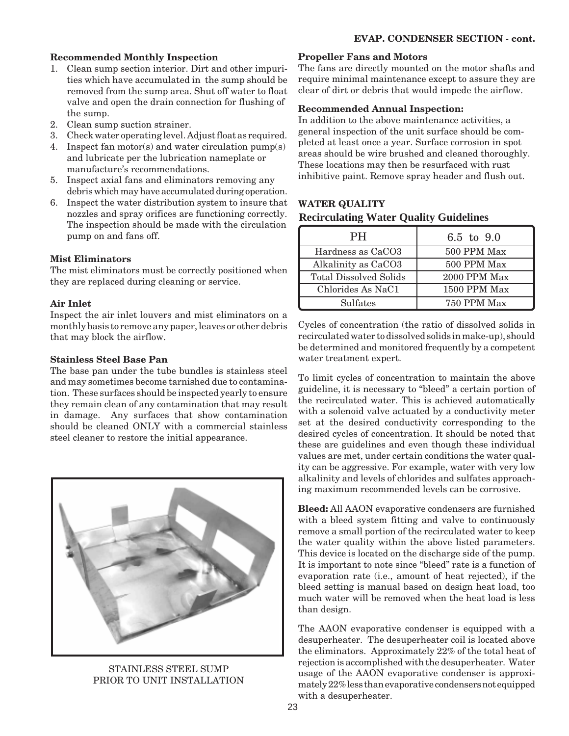### Recommended Monthly Inspection

1. Clean sump section interior. Dirt and other impurities which have accumulated in the sump should be removed from the sump area. Shut off water to float valve and open the drain connection for flushing of the sump.
2. Clean sump suction strainer.
3. Check water operating level. Adjust float as required.
4. Inspect fan motor(s) and water circulation pump(s) and lubricate per the lubrication nameplate or manufacture's recommendations.
5. Inspect axial fans and eliminators removing any debris which may have accumulated during operation.
6. Inspect the water distribution system to insure that nozzles and spray orifices are functioning correctly. The inspection should be made with the circulation pump on and fans off.

### Mist Eliminators

The mist eliminators must be correctly positioned when they are replaced during cleaning or service.

### Air Inlet

Inspect the air inlet louvers and mist eliminators on a monthly basis to remove any paper, leaves or other debris that may block the airflow.

### Stainless Steel Base Pan

The base pan under the tube bundles is stainless steel and may sometimes become tarnished due to contamination. These surfaces should be inspected yearly to ensure they remain clean of any contamination that may result in damage. Any surfaces that show contamination should be cleaned ONLY with a commercial stainless steel cleaner to restore the initial appearance.

STAINLESS STEEL SUMP
PRIOR TO UNIT INSTALLATION

### Propeller Fans and Motors

The fans are directly mounted on the motor shafts and require minimal maintenance except to assure they are clear of dirt or debris that would impede the airflow.

### Recommended Annual Inspection:

In addition to the above maintenance activities, a general inspection of the unit surface should be completed at least once a year. Surface corrosion in spot areas should be wire brushed and cleaned thoroughly. These locations may then be resurfaced with rust inhibitive paint. Remove spray header and flush out.

## WATER QUALITY

### Recirculating Water Quality Guidelines

| PH | 6.5 to 9.0 |
|---|---|
| Hardness as CaCO3 | 500 PPM Max |
| Alkalinity as CaCO3 | 500 PPM Max |
| Total Dissolved Solids | 2000 PPM Max |
| Chlorides As NaC1 | 1500 PPM Max |
| Sulfates | 750 PPM Max |

Cycles of concentration (the ratio of dissolved solids in recirculated water to dissolved solids in make-up), should be determined and monitored frequently by a competent water treatment expert.

To limit cycles of concentration to maintain the above guideline, it is necessary to "bleed" a certain portion of the recirculated water. This is achieved automatically with a solenoid valve actuated by a conductivity meter set at the desired conductivity corresponding to the desired cycles of concentration. It should be noted that these are guidelines and even though these individual values are met, under certain conditions the water quality can be aggressive. For example, water with very low alkalinity and levels of chlorides and sulfates approaching maximum recommended levels can be corrosive.

**Bleed:** All AAON evaporative condensers are furnished with a bleed system fitting and valve to continuously remove a small portion of the recirculated water to keep the water quality within the above listed parameters. This device is located on the discharge side of the pump. It is important to note since "bleed" rate is a function of evaporation rate (i.e., amount of heat rejected), if the bleed setting is manual based on design heat load, too much water will be removed when the heat load is less than design.

The AAON evaporative condenser is equipped with a desuperheater. The desuperheater coil is located above the eliminators. Approximately 22% of the total heat of rejection is accomplished with the desuperheater. Water usage of the AAON evaporative condenser is approximately 22% less than evaporative condensers not equipped with a desuperheater.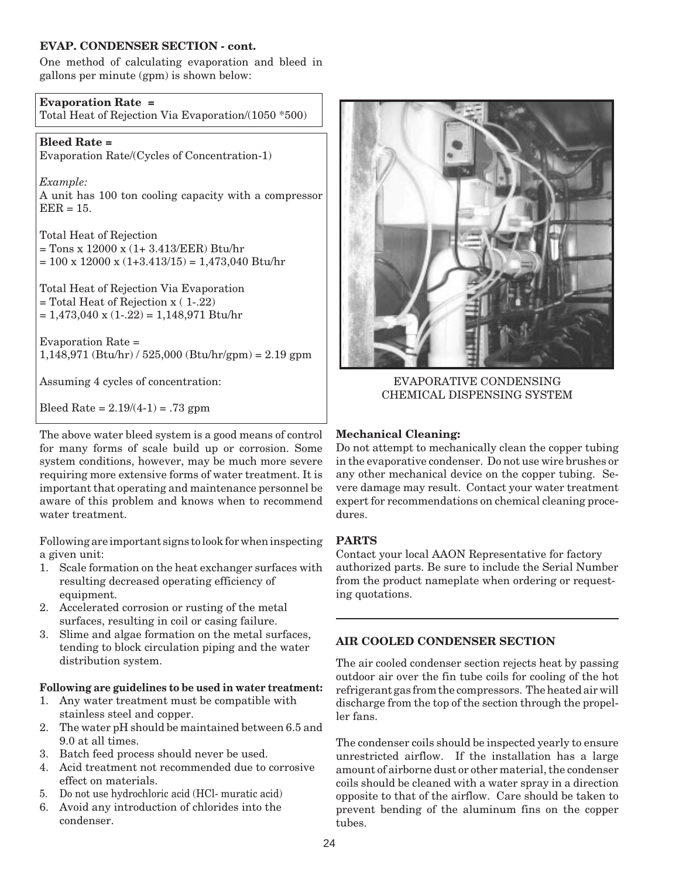**EVAP. CONDENSER SECTION - cont.**

One method of calculating evaporation and bleed in gallons per minute (gpm) is shown below:

**Evaporation Rate =**
Total Heat of Rejection Via Evaporation/(1050 *500)

**Bleed Rate =**
Evaporation Rate/(Cycles of Concentration-1)

*Example:*
A unit has 100 ton cooling capacity with a compressor EER = 15.

Total Heat of Rejection
= Tons x 12000 x (1+ 3.413/EER) Btu/hr
= 100 x 12000 x (1+3.413/15) = 1,473,040 Btu/hr

Total Heat of Rejection Via Evaporation
= Total Heat of Rejection x ( 1-.22)
= 1,473,040 x (1-.22) = 1,148,971 Btu/hr

Evaporation Rate =
1,148,971 (Btu/hr) / 525,000 (Btu/hr/gpm) = 2.19 gpm

Assuming 4 cycles of concentration:

Bleed Rate = 2.19/(4-1) = .73 gpm

The above water bleed system is a good means of control for many forms of scale build up or corrosion. Some system conditions, however, may be much more severe requiring more extensive forms of water treatment. It is important that operating and maintenance personnel be aware of this problem and knows when to recommend water treatment.

Following are important signs to look for when inspecting a given unit:

1. Scale formation on the heat exchanger surfaces with resulting decreased operating efficiency of equipment.
2. Accelerated corrosion or rusting of the metal surfaces, resulting in coil or casing failure.
3. Slime and algae formation on the metal surfaces, tending to block circulation piping and the water distribution system.

**Following are guidelines to be used in water treatment:**

1. Any water treatment must be compatible with stainless steel and copper.
2. The water pH should be maintained between 6.5 and 9.0 at all times.
3. Batch feed process should never be used.
4. Acid treatment not recommended due to corrosive effect on materials.
5. Do not use hydrochloric acid (HCl- muratic acid)
6. Avoid any introduction of chlorides into the condenser.

EVAPORATIVE CONDENSING CHEMICAL DISPENSING SYSTEM

**Mechanical Cleaning:**
Do not attempt to mechanically clean the copper tubing in the evaporative condenser. Do not use wire brushes or any other mechanical device on the copper tubing. Severe damage may result. Contact your water treatment expert for recommendations on chemical cleaning procedures.

**PARTS**
Contact your local AAON Representative for factory authorized parts. Be sure to include the Serial Number from the product nameplate when ordering or requesting quotations.

**AIR COOLED CONDENSER SECTION**

The air cooled condenser section rejects heat by passing outdoor air over the fin tube coils for cooling of the hot refrigerant gas from the compressors. The heated air will discharge from the top of the section through the propeller fans.

The condenser coils should be inspected yearly to ensure unrestricted airflow. If the installation has a large amount of airborne dust or other material, the condenser coils should be cleaned with a water spray in a direction opposite to that of the airflow. Care should be taken to prevent bending of the aluminum fins on the copper tubes.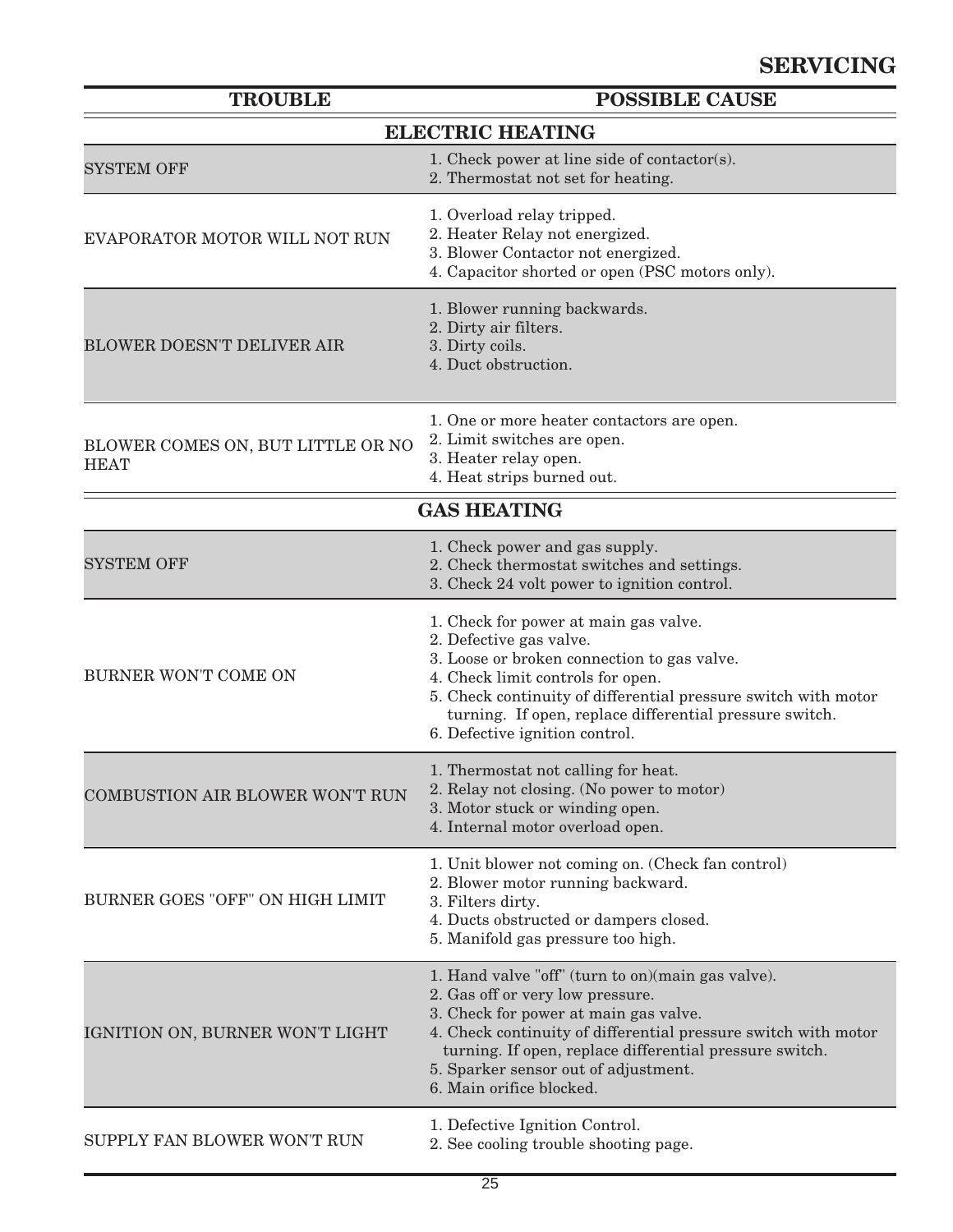# SERVICING

| TROUBLE | POSSIBLE CAUSE |
|---|---|
| **ELECTRIC HEATING** | |
| SYSTEM OFF | 1. Check power at line side of contactor(s).<br>2. Thermostat not set for heating. |
| EVAPORATOR MOTOR WILL NOT RUN | 1. Overload relay tripped.<br>2. Heater Relay not energized.<br>3. Blower Contactor not energized.<br>4. Capacitor shorted or open (PSC motors only). |
| BLOWER DOESN'T DELIVER AIR | 1. Blower running backwards.<br>2. Dirty air filters.<br>3. Dirty coils.<br>4. Duct obstruction. |
| BLOWER COMES ON, BUT LITTLE OR NO HEAT | 1. One or more heater contactors are open.<br>2. Limit switches are open.<br>3. Heater relay open.<br>4. Heat strips burned out. |
| **GAS HEATING** | |
| SYSTEM OFF | 1. Check power and gas supply.<br>2. Check thermostat switches and settings.<br>3. Check 24 volt power to ignition control. |
| BURNER WON'T COME ON | 1. Check for power at main gas valve.<br>2. Defective gas valve.<br>3. Loose or broken connection to gas valve.<br>4. Check limit controls for open.<br>5. Check continuity of differential pressure switch with motor turning. If open, replace differential pressure switch.<br>6. Defective ignition control. |
| COMBUSTION AIR BLOWER WON'T RUN | 1. Thermostat not calling for heat.<br>2. Relay not closing. (No power to motor)<br>3. Motor stuck or winding open.<br>4. Internal motor overload open. |
| BURNER GOES "OFF" ON HIGH LIMIT | 1. Unit blower not coming on. (Check fan control)<br>2. Blower motor running backward.<br>3. Filters dirty.<br>4. Ducts obstructed or dampers closed.<br>5. Manifold gas pressure too high. |
| IGNITION ON, BURNER WON'T LIGHT | 1. Hand valve "off" (turn to on)(main gas valve).<br>2. Gas off or very low pressure.<br>3. Check for power at main gas valve.<br>4. Check continuity of differential pressure switch with motor turning. If open, replace differential pressure switch.<br>5. Sparker sensor out of adjustment.<br>6. Main orifice blocked. |
| SUPPLY FAN BLOWER WON'T RUN | 1. Defective Ignition Control.<br>2. See cooling trouble shooting page. |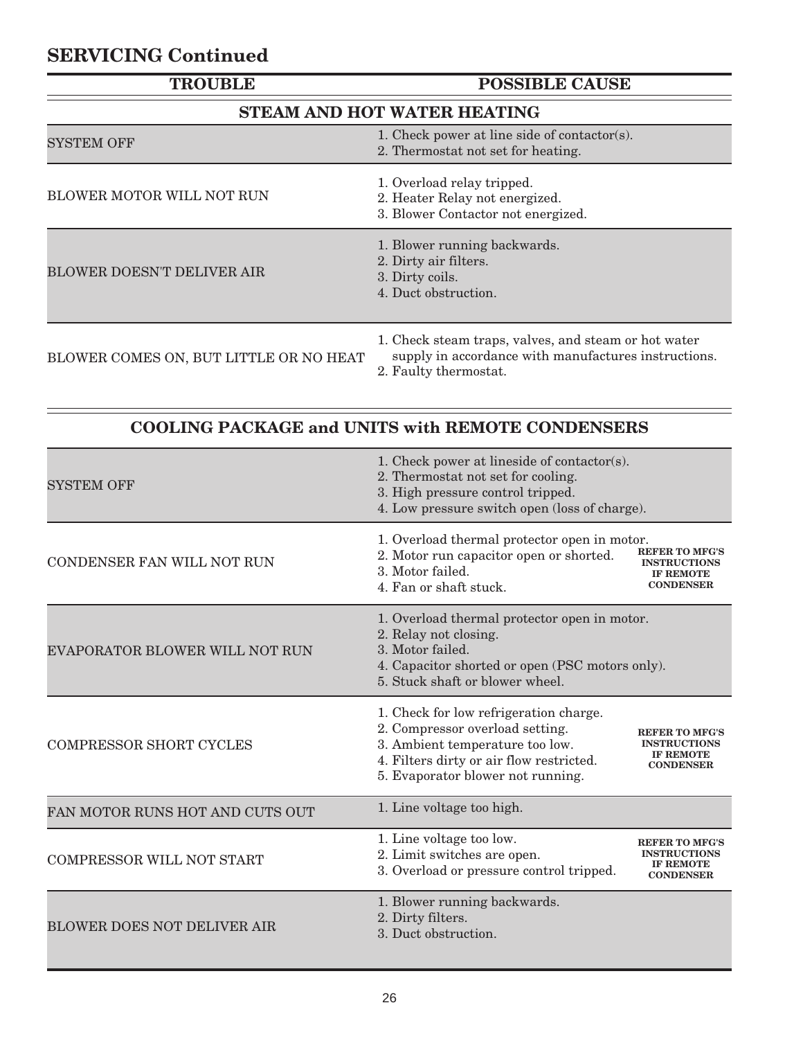## SERVICING Continued

| TROUBLE | POSSIBLE CAUSE |
|---|---|
| **STEAM AND HOT WATER HEATING** | |
| SYSTEM OFF | 1. Check power at line side of contactor(s).<br>2. Thermostat not set for heating. |
| BLOWER MOTOR WILL NOT RUN | 1. Overload relay tripped.<br>2. Heater Relay not energized.<br>3. Blower Contactor not energized. |
| BLOWER DOESN'T DELIVER AIR | 1. Blower running backwards.<br>2. Dirty air filters.<br>3. Dirty coils.<br>4. Duct obstruction. |
| BLOWER COMES ON, BUT LITTLE OR NO HEAT | 1. Check steam traps, valves, and steam or hot water supply in accordance with manufactures instructions.<br>2. Faulty thermostat. |

| TROUBLE | POSSIBLE CAUSE | |
|---|---|---|
| **COOLING PACKAGE and UNITS with REMOTE CONDENSERS** | | |
| SYSTEM OFF | 1. Check power at lineside of contactor(s).<br>2. Thermostat not set for cooling.<br>3. High pressure control tripped.<br>4. Low pressure switch open (loss of charge). | |
| CONDENSER FAN WILL NOT RUN | 1. Overload thermal protector open in motor.<br>2. Motor run capacitor open or shorted.<br>3. Motor failed.<br>4. Fan or shaft stuck. | **REFER TO MFG'S INSTRUCTIONS IF REMOTE CONDENSER** |
| EVAPORATOR BLOWER WILL NOT RUN | 1. Overload thermal protector open in motor.<br>2. Relay not closing.<br>3. Motor failed.<br>4. Capacitor shorted or open (PSC motors only).<br>5. Stuck shaft or blower wheel. | |
| COMPRESSOR SHORT CYCLES | 1. Check for low refrigeration charge.<br>2. Compressor overload setting.<br>3. Ambient temperature too low.<br>4. Filters dirty or air flow restricted.<br>5. Evaporator blower not running. | **REFER TO MFG'S INSTRUCTIONS IF REMOTE CONDENSER** |
| FAN MOTOR RUNS HOT AND CUTS OUT | 1. Line voltage too high. | |
| COMPRESSOR WILL NOT START | 1. Line voltage too low.<br>2. Limit switches are open.<br>3. Overload or pressure control tripped. | **REFER TO MFG'S INSTRUCTIONS IF REMOTE CONDENSER** |
| BLOWER DOES NOT DELIVER AIR | 1. Blower running backwards.<br>2. Dirty filters.<br>3. Duct obstruction. | |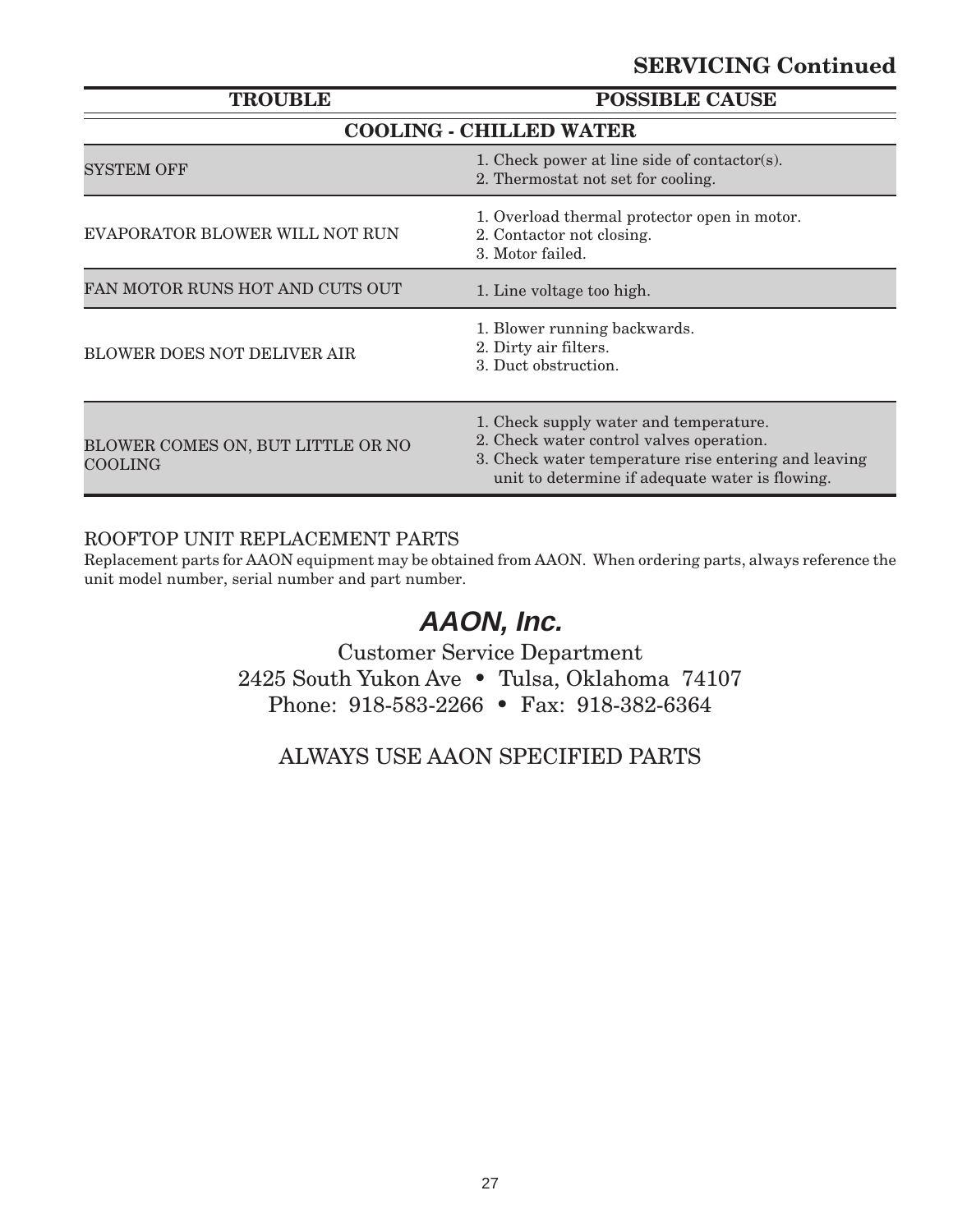## SERVICING Continued

| TROUBLE | POSSIBLE CAUSE |
|---|---|
| **COOLING - CHILLED WATER** | |
| SYSTEM OFF | 1. Check power at line side of contactor(s).<br>2. Thermostat not set for cooling. |
| EVAPORATOR BLOWER WILL NOT RUN | 1. Overload thermal protector open in motor.<br>2. Contactor not closing.<br>3. Motor failed. |
| FAN MOTOR RUNS HOT AND CUTS OUT | 1. Line voltage too high. |
| BLOWER DOES NOT DELIVER AIR | 1. Blower running backwards.<br>2. Dirty air filters.<br>3. Duct obstruction. |
| BLOWER COMES ON, BUT LITTLE OR NO COOLING | 1. Check supply water and temperature.<br>2. Check water control valves operation.<br>3. Check water temperature rise entering and leaving unit to determine if adequate water is flowing. |

### ROOFTOP UNIT REPLACEMENT PARTS

Replacement parts for AAON equipment may be obtained from AAON. When ordering parts, always reference the unit model number, serial number and part number.

## *AAON, Inc.*

Customer Service Department
2425 South Yukon Ave • Tulsa, Oklahoma 74107
Phone: 918-583-2266 • Fax: 918-382-6364

ALWAYS USE AAON SPECIFIED PARTS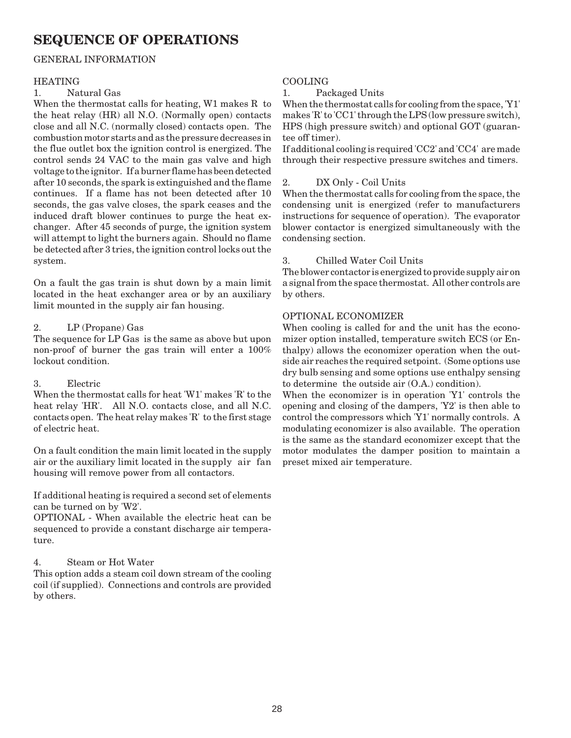# SEQUENCE OF OPERATIONS

GENERAL INFORMATION

## HEATING

1. Natural Gas

When the thermostat calls for heating, W1 makes R to the heat relay (HR) all N.O. (Normally open) contacts close and all N.C. (normally closed) contacts open. The combustion motor starts and as the pressure decreases in the flue outlet box the ignition control is energized. The control sends 24 VAC to the main gas valve and high voltage to the ignitor. If a burner flame has been detected after 10 seconds, the spark is extinguished and the flame continues. If a flame has not been detected after 10 seconds, the gas valve closes, the spark ceases and the induced draft blower continues to purge the heat exchanger. After 45 seconds of purge, the ignition system will attempt to light the burners again. Should no flame be detected after 3 tries, the ignition control locks out the system.

On a fault the gas train is shut down by a main limit located in the heat exchanger area or by an auxiliary limit mounted in the supply air fan housing.

2. LP (Propane) Gas

The sequence for LP Gas is the same as above but upon non-proof of burner the gas train will enter a 100% lockout condition.

3. Electric

When the thermostat calls for heat 'W1' makes 'R' to the heat relay 'HR'. All N.O. contacts close, and all N.C. contacts open. The heat relay makes 'R' to the first stage of electric heat.

On a fault condition the main limit located in the supply air or the auxiliary limit located in the supply air fan housing will remove power from all contactors.

If additional heating is required a second set of elements can be turned on by 'W2'.

OPTIONAL - When available the electric heat can be sequenced to provide a constant discharge air temperature.

4. Steam or Hot Water

This option adds a steam coil down stream of the cooling coil (if supplied). Connections and controls are provided by others.

## COOLING

1. Packaged Units

When the thermostat calls for cooling from the space, 'Y1' makes 'R' to 'CC1' through the LPS (low pressure switch), HPS (high pressure switch) and optional GOT (guarantee off timer).

If additional cooling is required 'CC2' and 'CC4' are made through their respective pressure switches and timers.

2. DX Only - Coil Units

When the thermostat calls for cooling from the space, the condensing unit is energized (refer to manufacturers instructions for sequence of operation). The evaporator blower contactor is energized simultaneously with the condensing section.

3. Chilled Water Coil Units

The blower contactor is energized to provide supply air on a signal from the space thermostat. All other controls are by others.

## OPTIONAL ECONOMIZER

When cooling is called for and the unit has the economizer option installed, temperature switch ECS (or Enthalpy) allows the economizer operation when the outside air reaches the required setpoint. (Some options use dry bulb sensing and some options use enthalpy sensing to determine the outside air (O.A.) condition).

When the economizer is in operation 'Y1' controls the opening and closing of the dampers, 'Y2' is then able to control the compressors which 'Y1' normally controls. A modulating economizer is also available. The operation is the same as the standard economizer except that the motor modulates the damper position to maintain a preset mixed air temperature.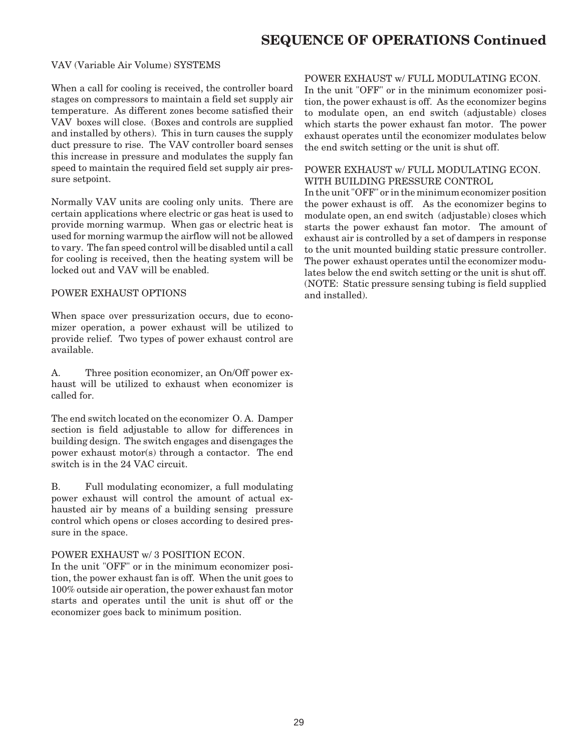## SEQUENCE OF OPERATIONS Continued

VAV (Variable Air Volume) SYSTEMS

When a call for cooling is received, the controller board stages on compressors to maintain a field set supply air temperature. As different zones become satisfied their VAV boxes will close. (Boxes and controls are supplied and installed by others). This in turn causes the supply duct pressure to rise. The VAV controller board senses this increase in pressure and modulates the supply fan speed to maintain the required field set supply air pressure setpoint.

Normally VAV units are cooling only units. There are certain applications where electric or gas heat is used to provide morning warmup. When gas or electric heat is used for morning warmup the airflow will not be allowed to vary. The fan speed control will be disabled until a call for cooling is received, then the heating system will be locked out and VAV will be enabled.

POWER EXHAUST OPTIONS

When space over pressurization occurs, due to economizer operation, a power exhaust will be utilized to provide relief. Two types of power exhaust control are available.

A. Three position economizer, an On/Off power exhaust will be utilized to exhaust when economizer is called for.

The end switch located on the economizer O. A. Damper section is field adjustable to allow for differences in building design. The switch engages and disengages the power exhaust motor(s) through a contactor. The end switch is in the 24 VAC circuit.

B. Full modulating economizer, a full modulating power exhaust will control the amount of actual exhausted air by means of a building sensing pressure control which opens or closes according to desired pressure in the space.

POWER EXHAUST w/ 3 POSITION ECON.
In the unit "OFF" or in the minimum economizer position, the power exhaust fan is off. When the unit goes to 100% outside air operation, the power exhaust fan motor starts and operates until the unit is shut off or the economizer goes back to minimum position.

POWER EXHAUST w/ FULL MODULATING ECON.
In the unit "OFF" or in the minimum economizer position, the power exhaust is off. As the economizer begins to modulate open, an end switch (adjustable) closes which starts the power exhaust fan motor. The power exhaust operates until the economizer modulates below the end switch setting or the unit is shut off.

POWER EXHAUST w/ FULL MODULATING ECON.
WITH BUILDING PRESSURE CONTROL
In the unit "OFF" or in the minimum economizer position the power exhaust is off. As the economizer begins to modulate open, an end switch (adjustable) closes which starts the power exhaust fan motor. The amount of exhaust air is controlled by a set of dampers in response to the unit mounted building static pressure controller. The power exhaust operates until the economizer modulates below the end switch setting or the unit is shut off. (NOTE: Static pressure sensing tubing is field supplied and installed).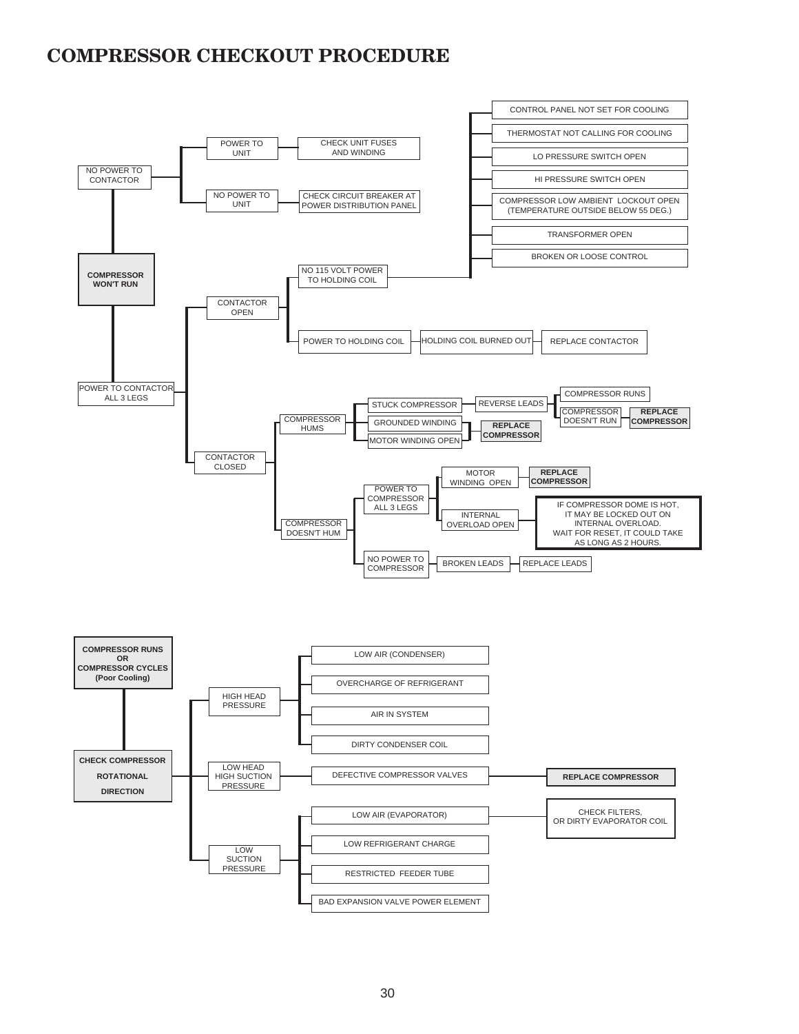# COMPRESSOR CHECKOUT PROCEDURE

- **COMPRESSOR WON'T RUN**
  - NO POWER TO CONTACTOR
    - POWER TO UNIT
      - CHECK UNIT FUSES AND WINDING
    - NO POWER TO UNIT
      - CHECK CIRCUIT BREAKER AT POWER DISTRIBUTION PANEL
  - POWER TO CONTACTOR ALL 3 LEGS
    - CONTACTOR OPEN
      - NO 115 VOLT POWER TO HOLDING COIL
        - CONTROL PANEL NOT SET FOR COOLING
        - THERMOSTAT NOT CALLING FOR COOLING
        - LO PRESSURE SWITCH OPEN
        - HI PRESSURE SWITCH OPEN
        - COMPRESSOR LOW AMBIENT LOCKOUT OPEN (TEMPERATURE OUTSIDE BELOW 55 DEG.)
        - TRANSFORMER OPEN
        - BROKEN OR LOOSE CONTROL
      - POWER TO HOLDING COIL
        - HOLDING COIL BURNED OUT
          - REPLACE CONTACTOR
    - CONTACTOR CLOSED
      - COMPRESSOR HUMS
        - STUCK COMPRESSOR
          - REVERSE LEADS
            - COMPRESSOR RUNS
            - COMPRESSOR DOESN'T RUN
              - **REPLACE COMPRESSOR**
        - GROUNDED WINDING
          - **REPLACE COMPRESSOR**
        - MOTOR WINDING OPEN
          - **REPLACE COMPRESSOR**
      - COMPRESSOR DOESN'T HUM
        - POWER TO COMPRESSOR ALL 3 LEGS
          - MOTOR WINDING OPEN
            - **REPLACE COMPRESSOR**
          - INTERNAL OVERLOAD OPEN
            - IF COMPRESSOR DOME IS HOT, IT MAY BE LOCKED OUT ON INTERNAL OVERLOAD. WAIT FOR RESET, IT COULD TAKE AS LONG AS 2 HOURS.
        - NO POWER TO COMPRESSOR
          - BROKEN LEADS
            - REPLACE LEADS

- **COMPRESSOR RUNS OR COMPRESSOR CYCLES (Poor Cooling)**
  - **CHECK COMPRESSOR ROTATIONAL DIRECTION**
    - HIGH HEAD PRESSURE
      - LOW AIR (CONDENSER)
      - OVERCHARGE OF REFRIGERANT
      - AIR IN SYSTEM
      - DIRTY CONDENSER COIL
    - LOW HEAD HIGH SUCTION PRESSURE
      - DEFECTIVE COMPRESSOR VALVES
        - **REPLACE COMPRESSOR**
    - LOW SUCTION PRESSURE
      - LOW AIR (EVAPORATOR)
        - CHECK FILTERS, OR DIRTY EVAPORATOR COIL
      - LOW REFRIGERANT CHARGE
      - RESTRICTED FEEDER TUBE
      - BAD EXPANSION VALVE POWER ELEMENT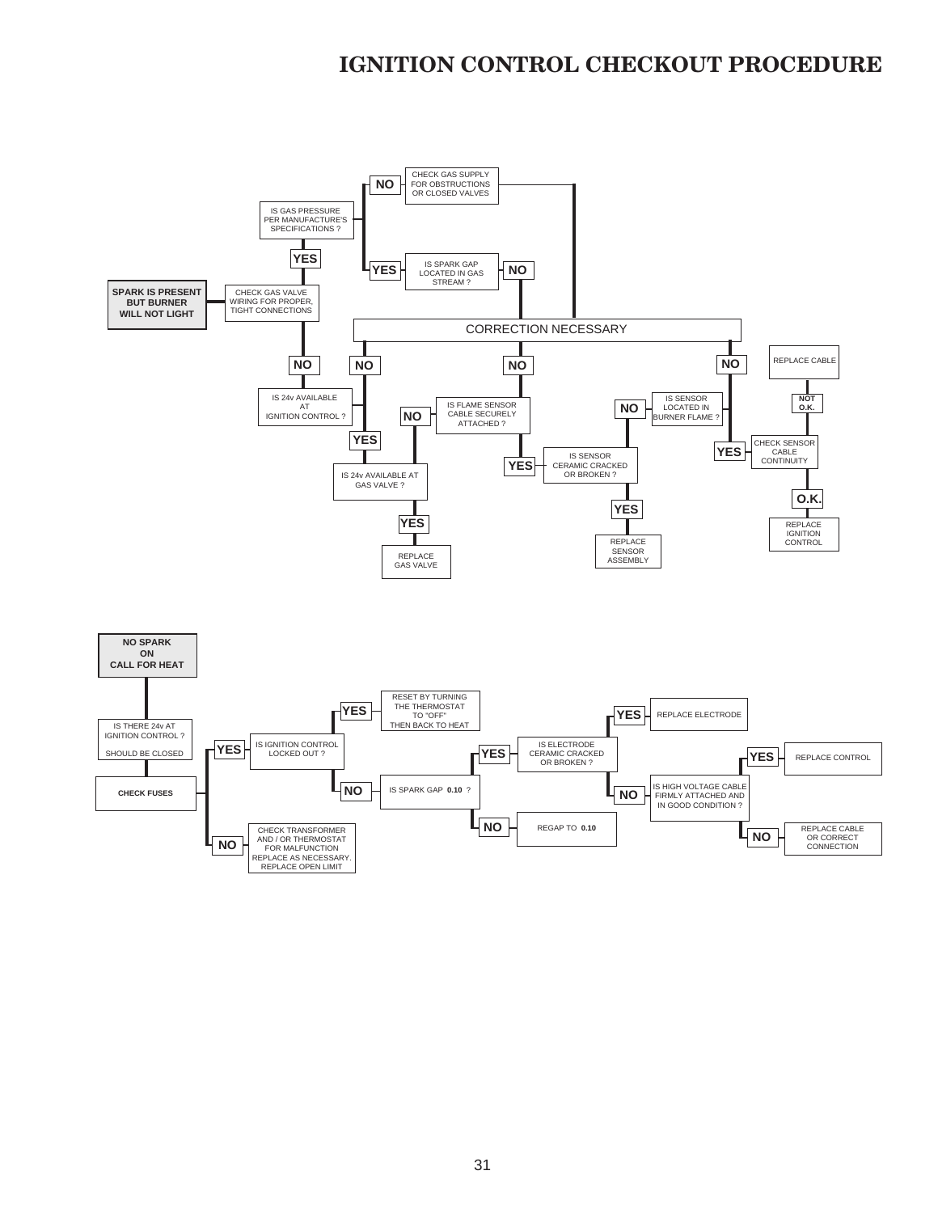# IGNITION CONTROL CHECKOUT PROCEDURE

**SPARK IS PRESENT BUT BURNER WILL NOT LIGHT**

- CHECK GAS VALVE WIRING FOR PROPER, TIGHT CONNECTIONS
  - YES → IS GAS PRESSURE PER MANUFACTURE'S SPECIFICATIONS ?
    - NO → CHECK GAS SUPPLY FOR OBSTRUCTIONS OR CLOSED VALVES → CORRECTION NECESSARY
    - YES → IS SPARK GAP LOCATED IN GAS STREAM ?
      - NO → CORRECTION NECESSARY
  - NO → IS 24v AVAILABLE AT IGNITION CONTROL ?
    - NO → CORRECTION NECESSARY
    - YES → IS 24v AVAILABLE AT GAS VALVE ?
      - YES → REPLACE GAS VALVE

- IS FLAME SENSOR CABLE SECURELY ATTACHED ?
  - NO → CORRECTION NECESSARY
  - YES → IS SENSOR CERAMIC CRACKED OR BROKEN ?
    - YES → REPLACE SENSOR ASSEMBLY
    - NO → IS SENSOR LOCATED IN BURNER FLAME ?
      - NO → CORRECTION NECESSARY
      - YES → CHECK SENSOR CABLE CONTINUITY
        - NOT O.K. → REPLACE CABLE
        - O.K. → REPLACE IGNITION CONTROL

**NO SPARK ON CALL FOR HEAT**

- IS THERE 24v AT IGNITION CONTROL ? SHOULD BE CLOSED
- **CHECK FUSES**
  - NO → CHECK TRANSFORMER AND / OR THERMOSTAT FOR MALFUNCTION REPLACE AS NECESSARY. REPLACE OPEN LIMIT
  - YES → IS IGNITION CONTROL LOCKED OUT ?
    - YES → RESET BY TURNING THE THERMOSTAT TO "OFF" THEN BACK TO HEAT
    - NO → IS SPARK GAP **0.10** ?
      - NO → REGAP TO **0.10**
      - YES → IS ELECTRODE CERAMIC CRACKED OR BROKEN ?
        - YES → REPLACE ELECTRODE
        - NO → IS HIGH VOLTAGE CABLE FIRMLY ATTACHED AND IN GOOD CONDITION ?
          - YES → REPLACE CONTROL
          - NO → REPLACE CABLE OR CORRECT CONNECTION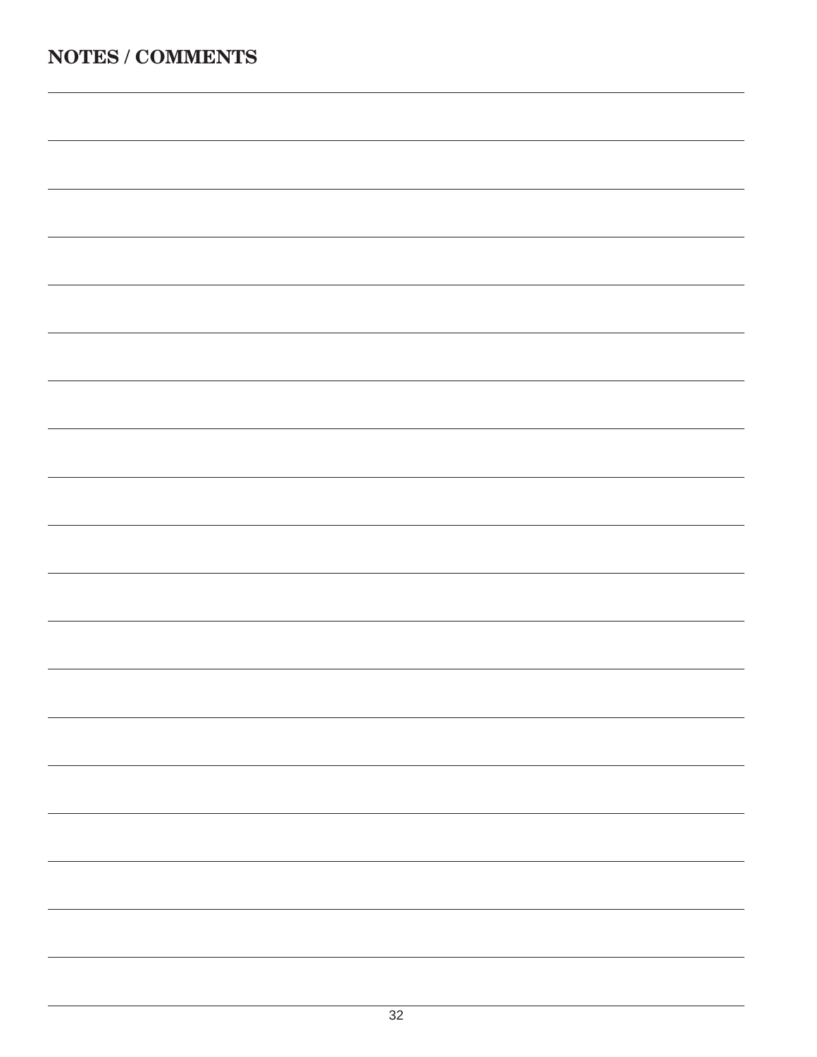## NOTES / COMMENTS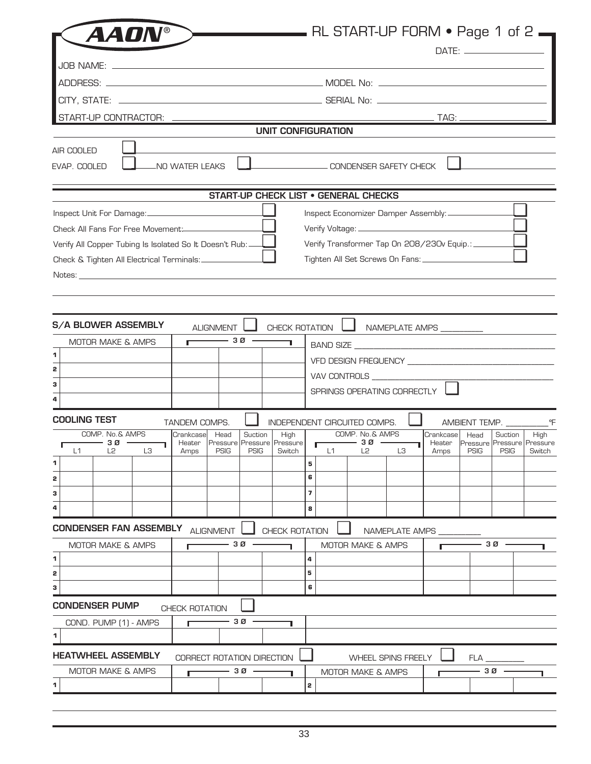# AAON® RL START-UP FORM • Page 1 of 2

DATE: ______________

JOB NAME: ______________

ADDRESS: ______________ MODEL No: ______________

CITY, STATE: ______________ SERIAL No: ______________

START-UP CONTRACTOR: ______________ TAG: ______________

## UNIT CONFIGURATION

AIR COOLED ☐

EVAP. COOLED ☐ NO WATER LEAKS ☐ CONDENSER SAFETY CHECK ☐

## START-UP CHECK LIST • GENERAL CHECKS

| | | | |
|---|---|---|---|
| Inspect Unit For Damage: | ☐ | Inspect Economizer Damper Assembly: | ☐ |
| Check All Fans For Free Movement: | ☐ | Verify Voltage: | ☐ |
| Verify All Copper Tubing Is Isolated So It Doesn't Rub: | ☐ | Verify Transformer Tap On 208/230v Equip.: | ☐ |
| Check & Tighten All Electrical Terminals: | ☐ | Tighten All Set Screws On Fans: | ☐ |

Notes: ______________

### S/A BLOWER ASSEMBLY

ALIGNMENT ☐ CHECK ROTATION ☐ NAMEPLATE AMPS ______

| | MOTOR MAKE & AMPS | 3 Ø | | |
|---|---|---|---|---|
| 1 | | | | |
| 2 | | | | |
| 3 | | | | |
| 4 | | | | |

BAND SIZE ______________

VFD DESIGN FREQUENCY ______________

VAV CONTROLS ______________

SPRINGS OPERATING CORRECTLY ☐

### COOLING TEST

TANDEM COMPS. ☐ INDEPENDENT CIRCUITED COMPS. ☐ AMBIENT TEMP. ______ °F

| | COMP. No.& AMPS 3 Ø L1 | L2 | L3 | Crankcase Heater Amps | Head Pressure PSIG | Suction Pressure PSIG | High Pressure Switch | | COMP. No.& AMPS 3 Ø L1 | L2 | L3 | Crankcase Heater Amps | Head Pressure PSIG | Suction Pressure PSIG | High Pressure Switch |
|---|---|---|---|---|---|---|---|---|---|---|---|---|---|---|---|
| 1 | | | | | | | | 5 | | | | | | | |
| 2 | | | | | | | | 6 | | | | | | | |
| 3 | | | | | | | | 7 | | | | | | | |
| 4 | | | | | | | | 8 | | | | | | | |

### CONDENSER FAN ASSEMBLY

ALIGNMENT ☐ CHECK ROTATION ☐ NAMEPLATE AMPS ______

| | MOTOR MAKE & AMPS | 3 Ø | | | | MOTOR MAKE & AMPS | 3 Ø | | |
|---|---|---|---|---|---|---|---|---|---|
| 1 | | | | | 4 | | | | |
| 2 | | | | | 5 | | | | |
| 3 | | | | | 6 | | | | |

### CONDENSER PUMP

CHECK ROTATION ☐

| | COND. PUMP (1) - AMPS | 3 Ø | | |
|---|---|---|---|---|
| 1 | | | | |

### HEATWHEEL ASSEMBLY

CORRECT ROTATION DIRECTION ☐ WHEEL SPINS FREELY ☐ FLA ______

| | MOTOR MAKE & AMPS | 3 Ø | | | | MOTOR MAKE & AMPS | 3 Ø | | |
|---|---|---|---|---|---|---|---|---|---|
| 1 | | | | | 2 | | | | |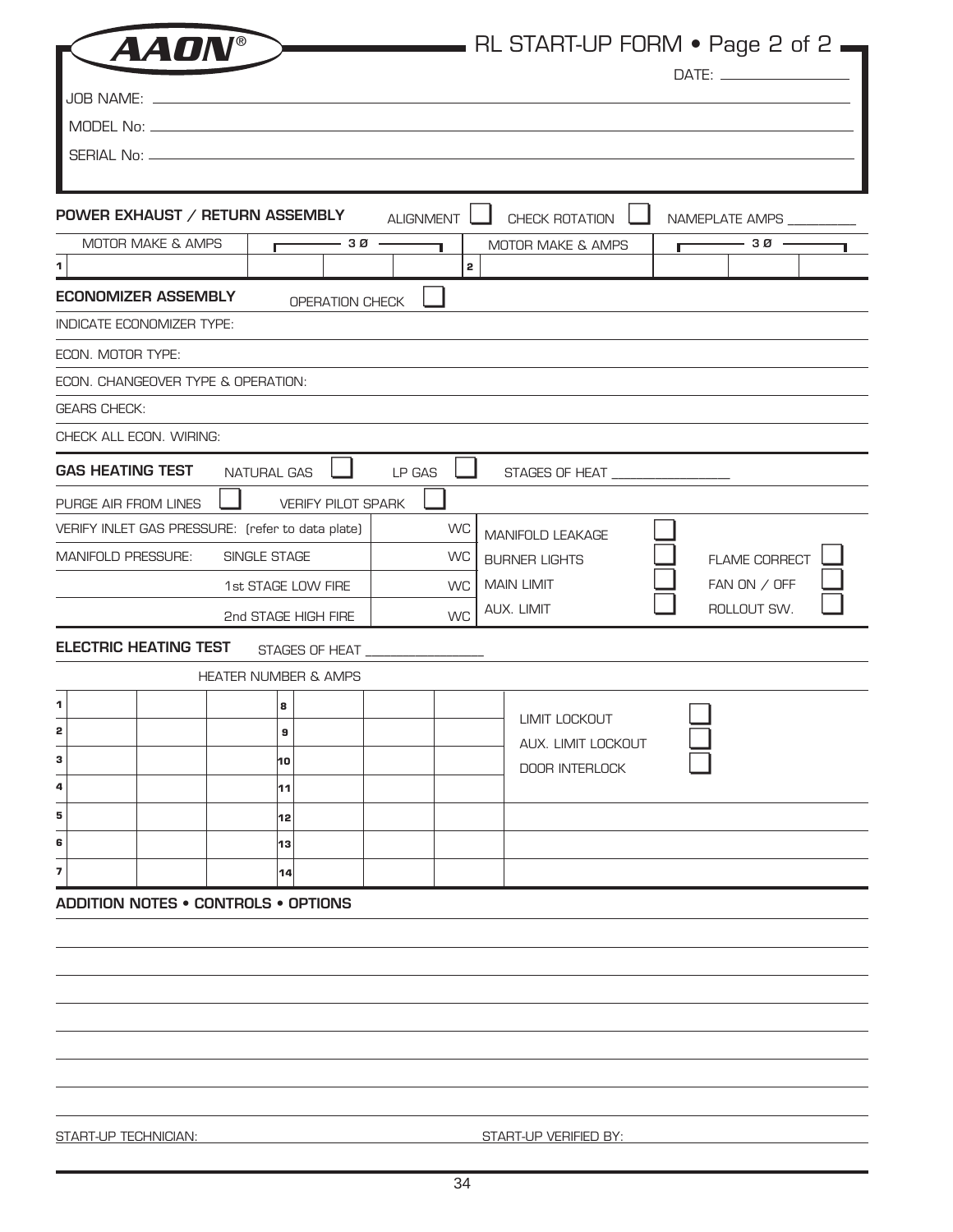AAON®

# RL START-UP FORM • Page 2 of 2

DATE: ________________

JOB NAME: ________________

MODEL No: ________________

SERIAL No: ________________

## POWER EXHAUST / RETURN ASSEMBLY

ALIGNMENT ☐ CHECK ROTATION ☐ NAMEPLATE AMPS ________

| | MOTOR MAKE & AMPS | 3 Ø | | | | MOTOR MAKE & AMPS | 3 Ø | | |
|---|---|---|---|---|---|---|---|---|---|
| 1 | | | | | 2 | | | | |

## ECONOMIZER ASSEMBLY

OPERATION CHECK ☐

INDICATE ECONOMIZER TYPE:

ECON. MOTOR TYPE:

ECON. CHANGEOVER TYPE & OPERATION:

GEARS CHECK:

CHECK ALL ECON. WIRING:

## GAS HEATING TEST

NATURAL GAS ☐ LP GAS ☐ STAGES OF HEAT ________

PURGE AIR FROM LINES ☐ VERIFY PILOT SPARK ☐

| | | | | | |
|---|---|---|---|---|---|
| VERIFY INLET GAS PRESSURE: (refer to data plate) | | WC | MANIFOLD LEAKAGE ☐ | | |
| MANIFOLD PRESSURE: | SINGLE STAGE | WC | BURNER LIGHTS ☐ | FLAME CORRECT ☐ | |
| | 1st STAGE LOW FIRE | WC | MAIN LIMIT ☐ | FAN ON / OFF ☐ | |
| | 2nd STAGE HIGH FIRE | WC | AUX. LIMIT ☐ | ROLLOUT SW. ☐ | |

## ELECTRIC HEATING TEST

STAGES OF HEAT ________

HEATER NUMBER & AMPS

| | | | | | | | |
|---|---|---|---|---|---|---|---|
| 1 | | | 8 | | | | LIMIT LOCKOUT ☐ |
| 2 | | | 9 | | | | AUX. LIMIT LOCKOUT ☐ |
| 3 | | | 10 | | | | DOOR INTERLOCK ☐ |
| 4 | | | 11 | | | | |
| 5 | | | 12 | | | | |
| 6 | | | 13 | | | | |
| 7 | | | 14 | | | | |

## ADDITION NOTES • CONTROLS • OPTIONS

START-UP TECHNICIAN: ________________ START-UP VERIFIED BY: ________________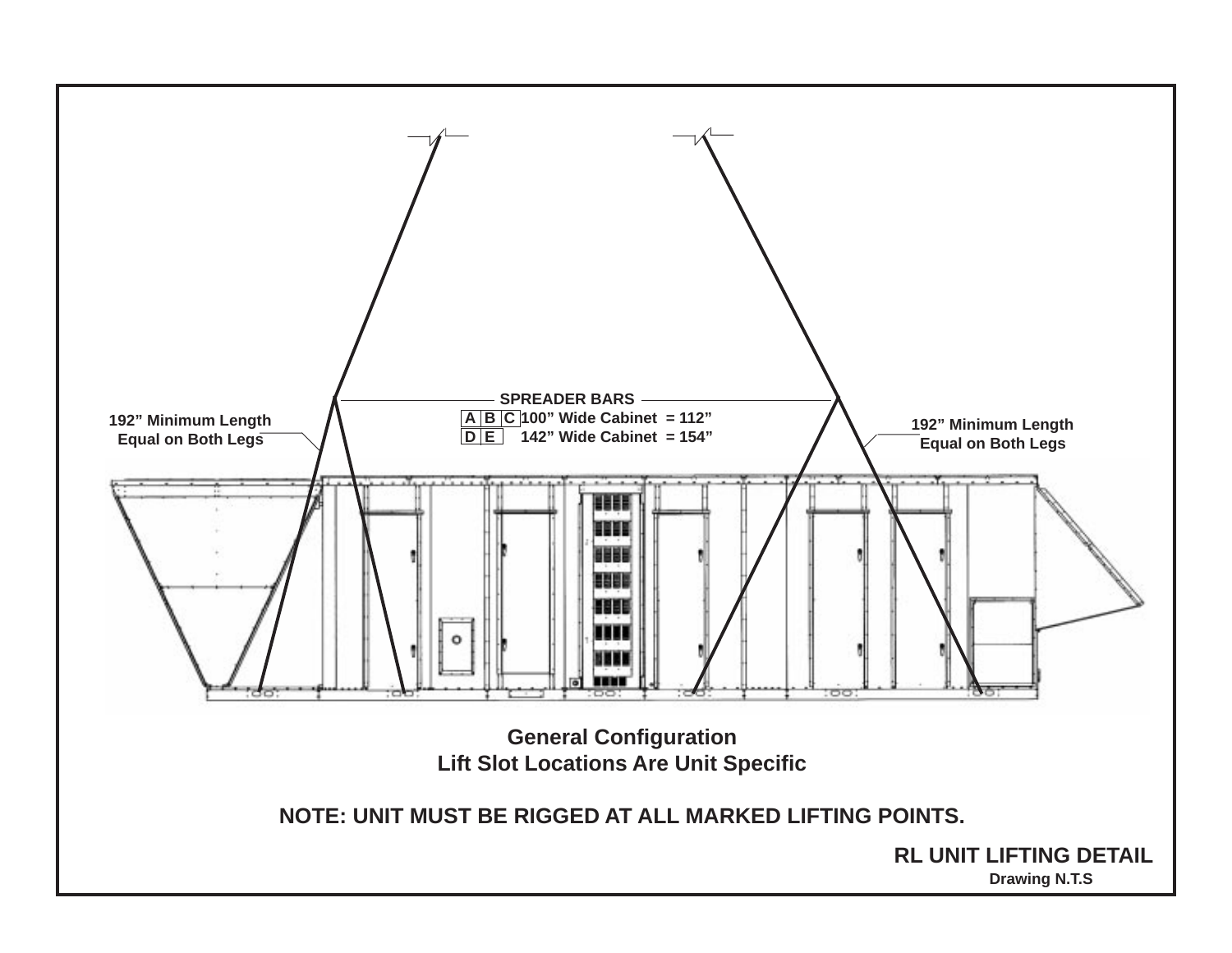192” Minimum Length
Equal on Both Legs

SPREADER BARS

| | | | |
|---|---|---|---|
| A | B | C | 100” Wide Cabinet = 112” |
| D | E | | 142” Wide Cabinet = 154” |

192” Minimum Length
Equal on Both Legs

**General Configuration**
**Lift Slot Locations Are Unit Specific**

**NOTE: UNIT MUST BE RIGGED AT ALL MARKED LIFTING POINTS.**

**RL UNIT LIFTING DETAIL**
**Drawing N.T.S**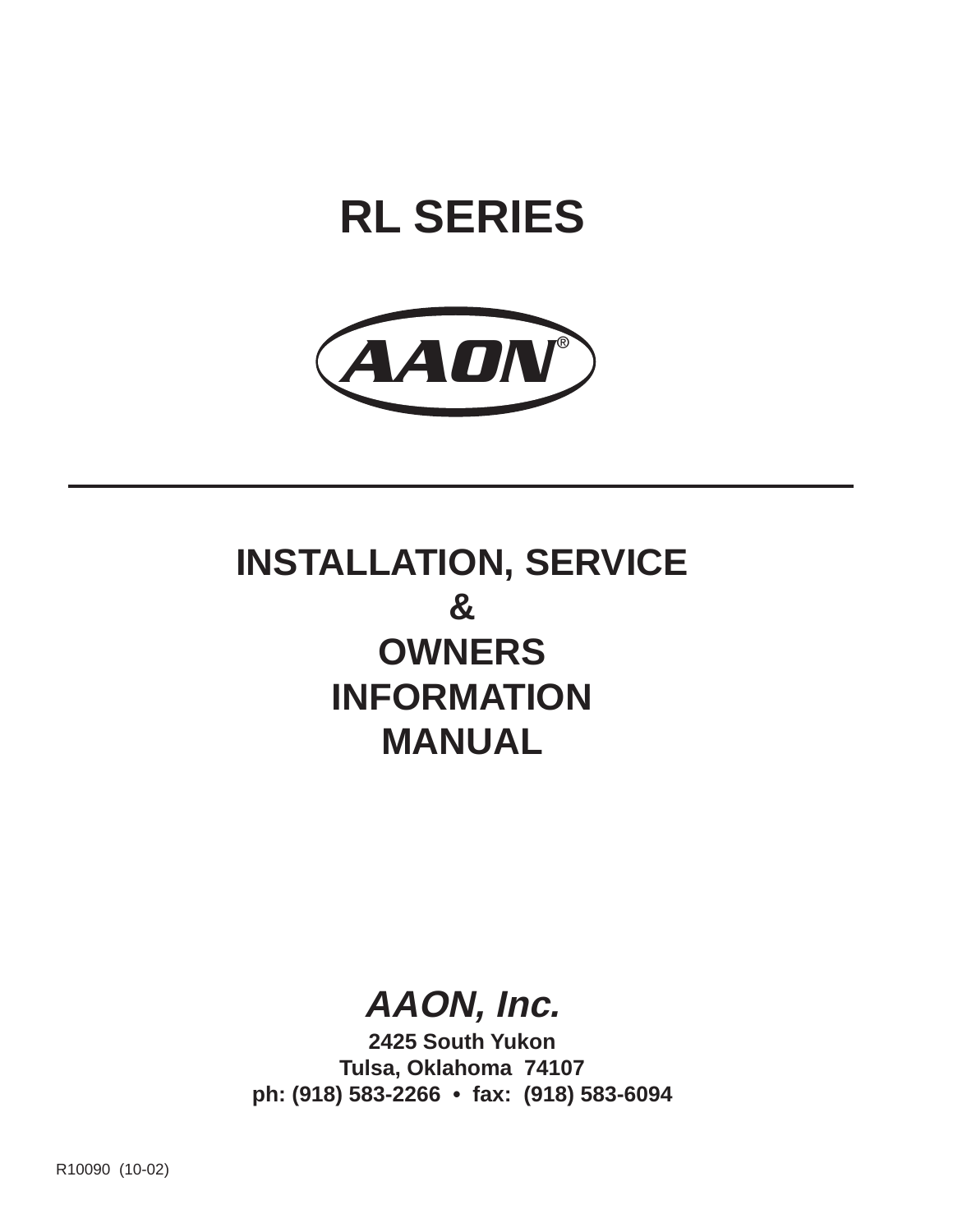# RL SERIES

AAON®

## INSTALLATION, SERVICE & OWNERS INFORMATION MANUAL

***AAON, Inc.***

**2425 South Yukon**
**Tulsa, Oklahoma 74107**
**ph: (918) 583-2266 • fax: (918) 583-6094**

R10090 (10-02)